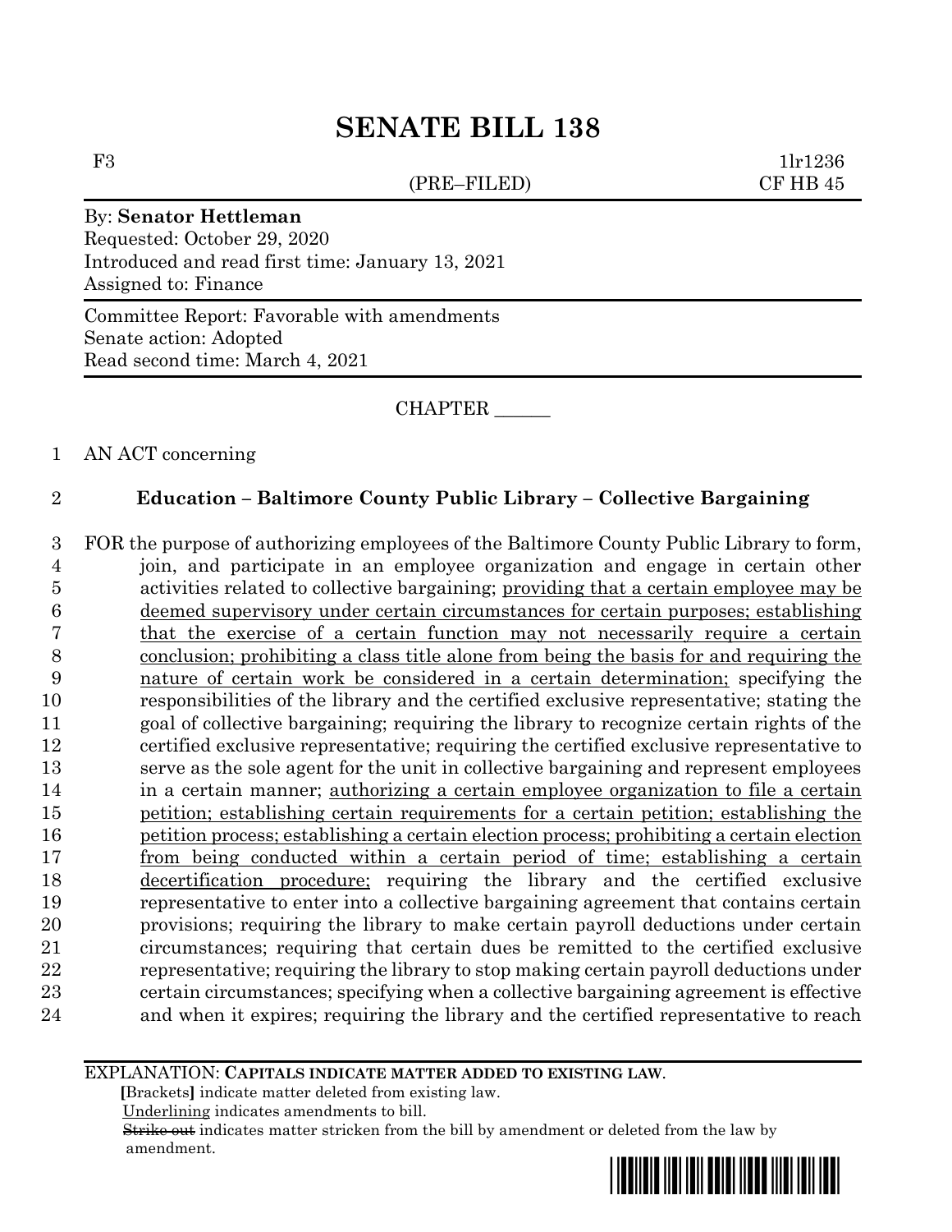# SENATE BILL 138

F3 (PRE–FILED) 1lr1236
CF HB 45

By: **Senator Hettleman**
Requested: October 29, 2020
Introduced and read first time: January 13, 2021
Assigned to: Finance

Committee Report: Favorable with amendments
Senate action: Adopted
Read second time: March 4, 2021

CHAPTER ______

AN ACT concerning

**Education – Baltimore County Public Library – Collective Bargaining**

FOR the purpose of authorizing employees of the Baltimore County Public Library to form, join, and participate in an employee organization and engage in certain other activities related to collective bargaining; <u>providing that a certain employee may be deemed supervisory under certain circumstances for certain purposes; establishing that the exercise of a certain function may not necessarily require a certain conclusion; prohibiting a class title alone from being the basis for and requiring the nature of certain work be considered in a certain determination;</u> specifying the responsibilities of the library and the certified exclusive representative; stating the goal of collective bargaining; requiring the library to recognize certain rights of the certified exclusive representative; requiring the certified exclusive representative to serve as the sole agent for the unit in collective bargaining and represent employees in a certain manner; <u>authorizing a certain employee organization to file a certain petition; establishing certain requirements for a certain petition; establishing the petition process; establishing a certain election process; prohibiting a certain election from being conducted within a certain period of time; establishing a certain decertification procedure;</u> requiring the library and the certified exclusive representative to enter into a collective bargaining agreement that contains certain provisions; requiring the library to make certain payroll deductions under certain circumstances; requiring that certain dues be remitted to the certified exclusive representative; requiring the library to stop making certain payroll deductions under certain circumstances; specifying when a collective bargaining agreement is effective and when it expires; requiring the library and the certified representative to reach

EXPLANATION: **CAPITALS INDICATE MATTER ADDED TO EXISTING LAW.**
**[**Brackets**]** indicate matter deleted from existing law.
<u>Underlining</u> indicates amendments to bill.
~~Strike out~~ indicates matter stricken from the bill by amendment or deleted from the law by amendment.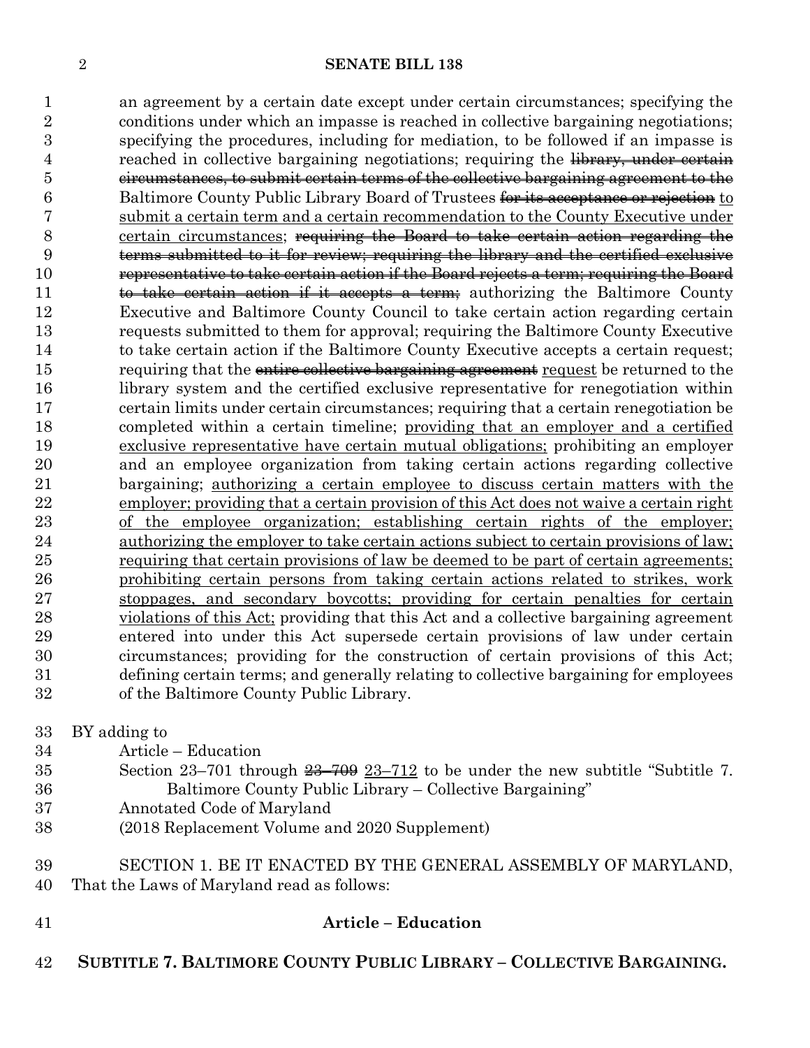an agreement by a certain date except under certain circumstances; specifying the conditions under which an impasse is reached in collective bargaining negotiations; specifying the procedures, including for mediation, to be followed if an impasse is reached in collective bargaining negotiations; requiring the ~~library, under certain circumstances, to submit certain terms of the collective bargaining agreement to the~~ Baltimore County Public Library Board of Trustees ~~for its acceptance or rejection~~ to submit a certain term and a certain recommendation to the County Executive under certain circumstances; ~~requiring the Board to take certain action regarding the terms submitted to it for review; requiring the library and the certified exclusive representative to take certain action if the Board rejects a term; requiring the Board to take certain action if it accepts a term;~~ authorizing the Baltimore County Executive and Baltimore County Council to take certain action regarding certain requests submitted to them for approval; requiring the Baltimore County Executive to take certain action if the Baltimore County Executive accepts a certain request; requiring that the ~~entire collective bargaining agreement~~ request be returned to the library system and the certified exclusive representative for renegotiation within certain limits under certain circumstances; requiring that a certain renegotiation be completed within a certain timeline; providing that an employer and a certified exclusive representative have certain mutual obligations; prohibiting an employer and an employee organization from taking certain actions regarding collective bargaining; authorizing a certain employee to discuss certain matters with the employer; providing that a certain provision of this Act does not waive a certain right of the employee organization; establishing certain rights of the employer; authorizing the employer to take certain actions subject to certain provisions of law; requiring that certain provisions of law be deemed to be part of certain agreements; prohibiting certain persons from taking certain actions related to strikes, work stoppages, and secondary boycotts; providing for certain penalties for certain violations of this Act; providing that this Act and a collective bargaining agreement entered into under this Act supersede certain provisions of law under certain circumstances; providing for the construction of certain provisions of this Act; defining certain terms; and generally relating to collective bargaining for employees of the Baltimore County Public Library.

BY adding to
Article – Education
Section 23–701 through ~~23–709~~ 23–712 to be under the new subtitle "Subtitle 7. Baltimore County Public Library – Collective Bargaining"
Annotated Code of Maryland
(2018 Replacement Volume and 2020 Supplement)

SECTION 1. BE IT ENACTED BY THE GENERAL ASSEMBLY OF MARYLAND, That the Laws of Maryland read as follows:

**Article – Education**

**SUBTITLE 7. BALTIMORE COUNTY PUBLIC LIBRARY – COLLECTIVE BARGAINING.**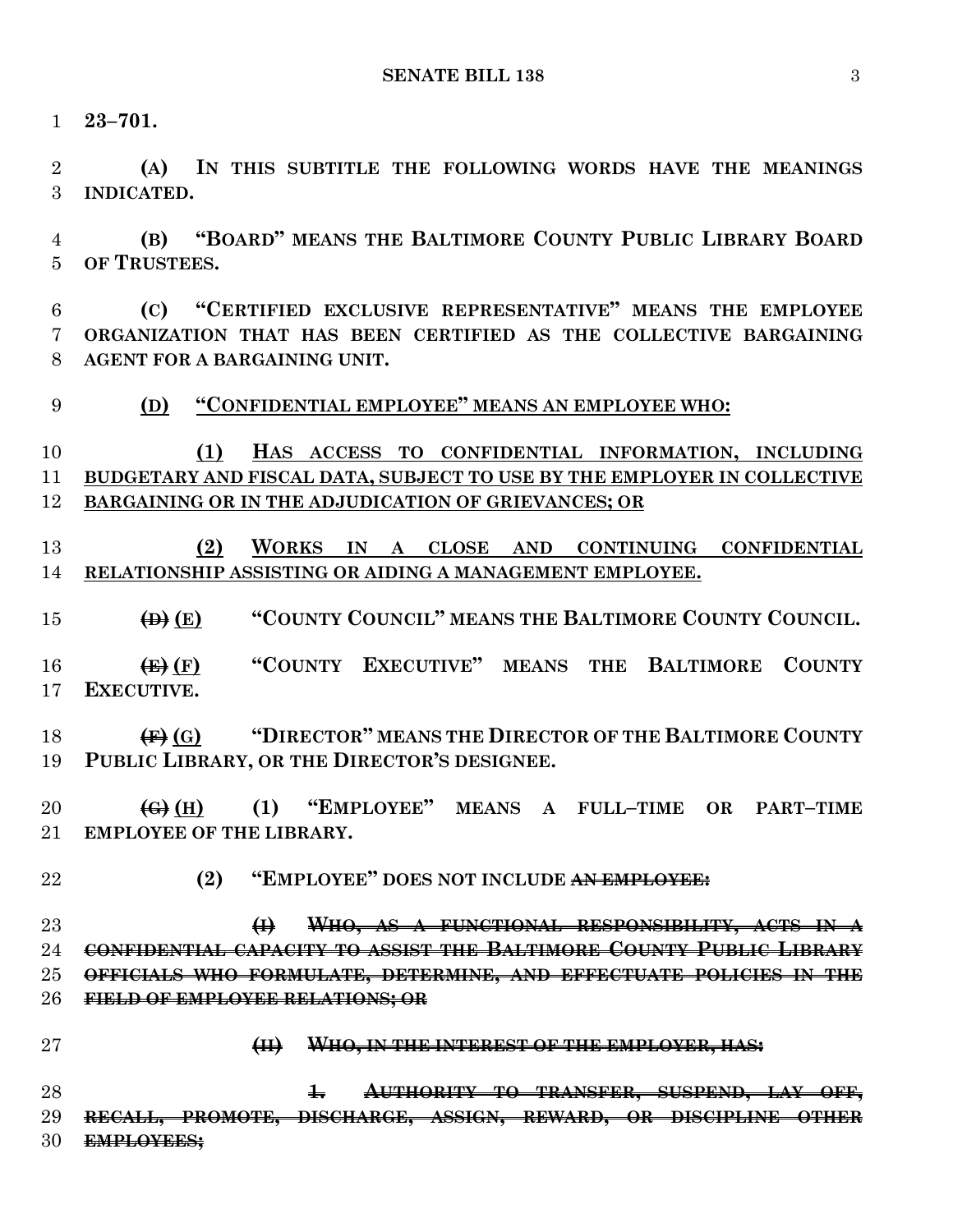**23–701.**

**(A) IN THIS SUBTITLE THE FOLLOWING WORDS HAVE THE MEANINGS INDICATED.**

**(B) "BOARD" MEANS THE BALTIMORE COUNTY PUBLIC LIBRARY BOARD OF TRUSTEES.**

**(C) "CERTIFIED EXCLUSIVE REPRESENTATIVE" MEANS THE EMPLOYEE ORGANIZATION THAT HAS BEEN CERTIFIED AS THE COLLECTIVE BARGAINING AGENT FOR A BARGAINING UNIT.**

**<u>(D) "CONFIDENTIAL EMPLOYEE" MEANS AN EMPLOYEE WHO:</u>**

**<u>(1) HAS ACCESS TO CONFIDENTIAL INFORMATION, INCLUDING BUDGETARY AND FISCAL DATA, SUBJECT TO USE BY THE EMPLOYER IN COLLECTIVE BARGAINING OR IN THE ADJUDICATION OF GRIEVANCES; OR</u>**

**<u>(2) WORKS IN A CLOSE AND CONTINUING CONFIDENTIAL RELATIONSHIP ASSISTING OR AIDING A MANAGEMENT EMPLOYEE.</u>**

**~~(D)~~ <u>(E)</u> "COUNTY COUNCIL" MEANS THE BALTIMORE COUNTY COUNCIL.**

**~~(E)~~ <u>(F)</u> "COUNTY EXECUTIVE" MEANS THE BALTIMORE COUNTY EXECUTIVE.**

**~~(F)~~ <u>(G)</u> "DIRECTOR" MEANS THE DIRECTOR OF THE BALTIMORE COUNTY PUBLIC LIBRARY, OR THE DIRECTOR'S DESIGNEE.**

**~~(G)~~ <u>(H)</u> (1) "EMPLOYEE" MEANS A FULL–TIME OR PART–TIME EMPLOYEE OF THE LIBRARY.**

**(2) "EMPLOYEE" DOES NOT INCLUDE ~~AN EMPLOYEE:~~**

**~~(I) WHO, AS A FUNCTIONAL RESPONSIBILITY, ACTS IN A CONFIDENTIAL CAPACITY TO ASSIST THE BALTIMORE COUNTY PUBLIC LIBRARY OFFICIALS WHO FORMULATE, DETERMINE, AND EFFECTUATE POLICIES IN THE FIELD OF EMPLOYEE RELATIONS; OR~~**

**~~(II) WHO, IN THE INTEREST OF THE EMPLOYER, HAS:~~**

**~~1. AUTHORITY TO TRANSFER, SUSPEND, LAY OFF, RECALL, PROMOTE, DISCHARGE, ASSIGN, REWARD, OR DISCIPLINE OTHER EMPLOYEES;~~**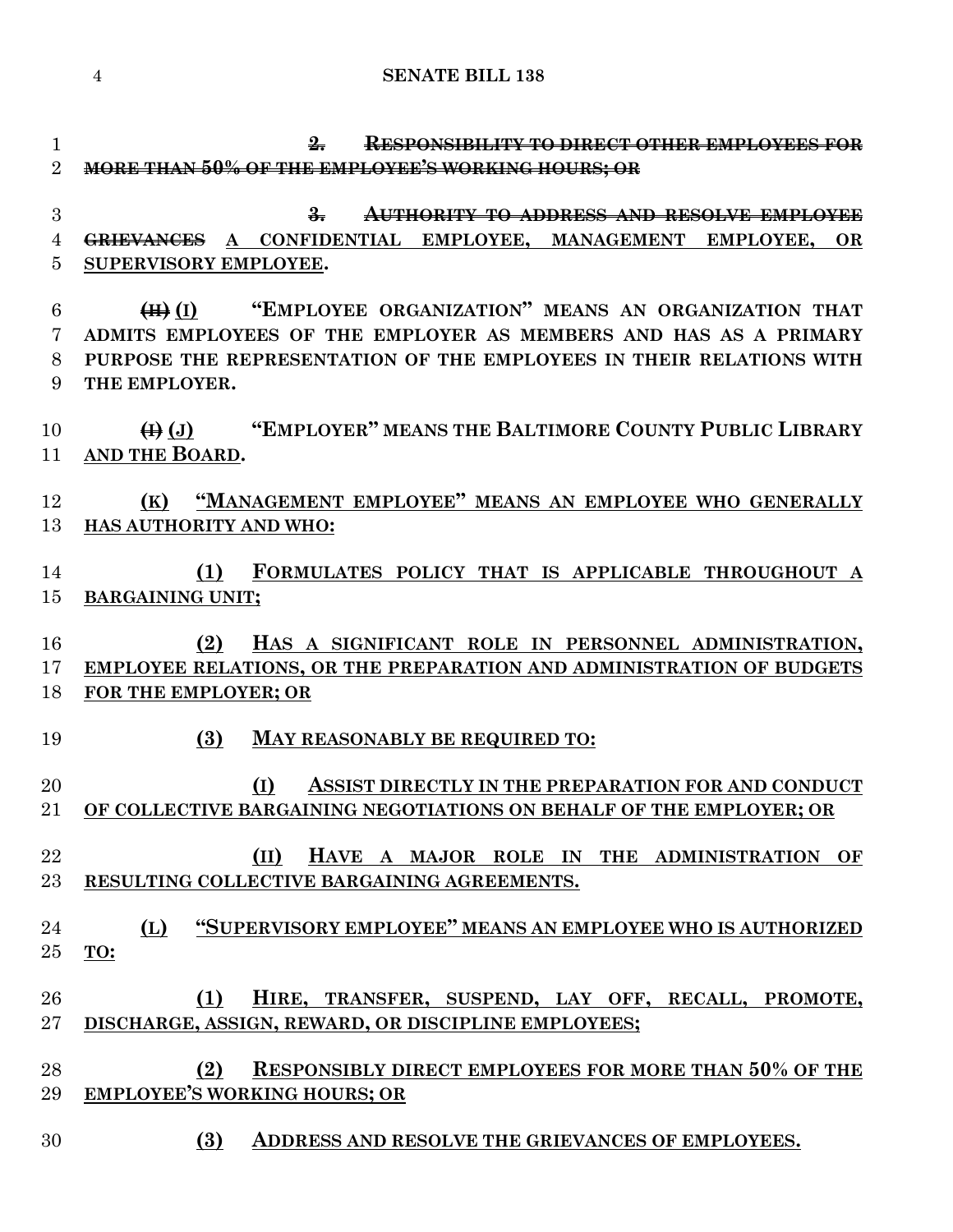~~2. RESPONSIBILITY TO DIRECT OTHER EMPLOYEES FOR MORE THAN 50% OF THE EMPLOYEE'S WORKING HOURS; OR~~

~~3. AUTHORITY TO ADDRESS AND RESOLVE EMPLOYEE GRIEVANCES~~ A CONFIDENTIAL EMPLOYEE, MANAGEMENT EMPLOYEE, OR SUPERVISORY EMPLOYEE.

~~(H)~~ (I) "EMPLOYEE ORGANIZATION" MEANS AN ORGANIZATION THAT ADMITS EMPLOYEES OF THE EMPLOYER AS MEMBERS AND HAS AS A PRIMARY PURPOSE THE REPRESENTATION OF THE EMPLOYEES IN THEIR RELATIONS WITH THE EMPLOYER.

~~(I)~~ (J) "EMPLOYER" MEANS THE BALTIMORE COUNTY PUBLIC LIBRARY AND THE BOARD.

(K) "MANAGEMENT EMPLOYEE" MEANS AN EMPLOYEE WHO GENERALLY HAS AUTHORITY AND WHO:

(1) FORMULATES POLICY THAT IS APPLICABLE THROUGHOUT A BARGAINING UNIT;

(2) HAS A SIGNIFICANT ROLE IN PERSONNEL ADMINISTRATION, EMPLOYEE RELATIONS, OR THE PREPARATION AND ADMINISTRATION OF BUDGETS FOR THE EMPLOYER; OR

(3) MAY REASONABLY BE REQUIRED TO:

(I) ASSIST DIRECTLY IN THE PREPARATION FOR AND CONDUCT OF COLLECTIVE BARGAINING NEGOTIATIONS ON BEHALF OF THE EMPLOYER; OR

(II) HAVE A MAJOR ROLE IN THE ADMINISTRATION OF RESULTING COLLECTIVE BARGAINING AGREEMENTS.

(L) "SUPERVISORY EMPLOYEE" MEANS AN EMPLOYEE WHO IS AUTHORIZED TO:

(1) HIRE, TRANSFER, SUSPEND, LAY OFF, RECALL, PROMOTE, DISCHARGE, ASSIGN, REWARD, OR DISCIPLINE EMPLOYEES;

(2) RESPONSIBLY DIRECT EMPLOYEES FOR MORE THAN 50% OF THE EMPLOYEE'S WORKING HOURS; OR

(3) ADDRESS AND RESOLVE THE GRIEVANCES OF EMPLOYEES.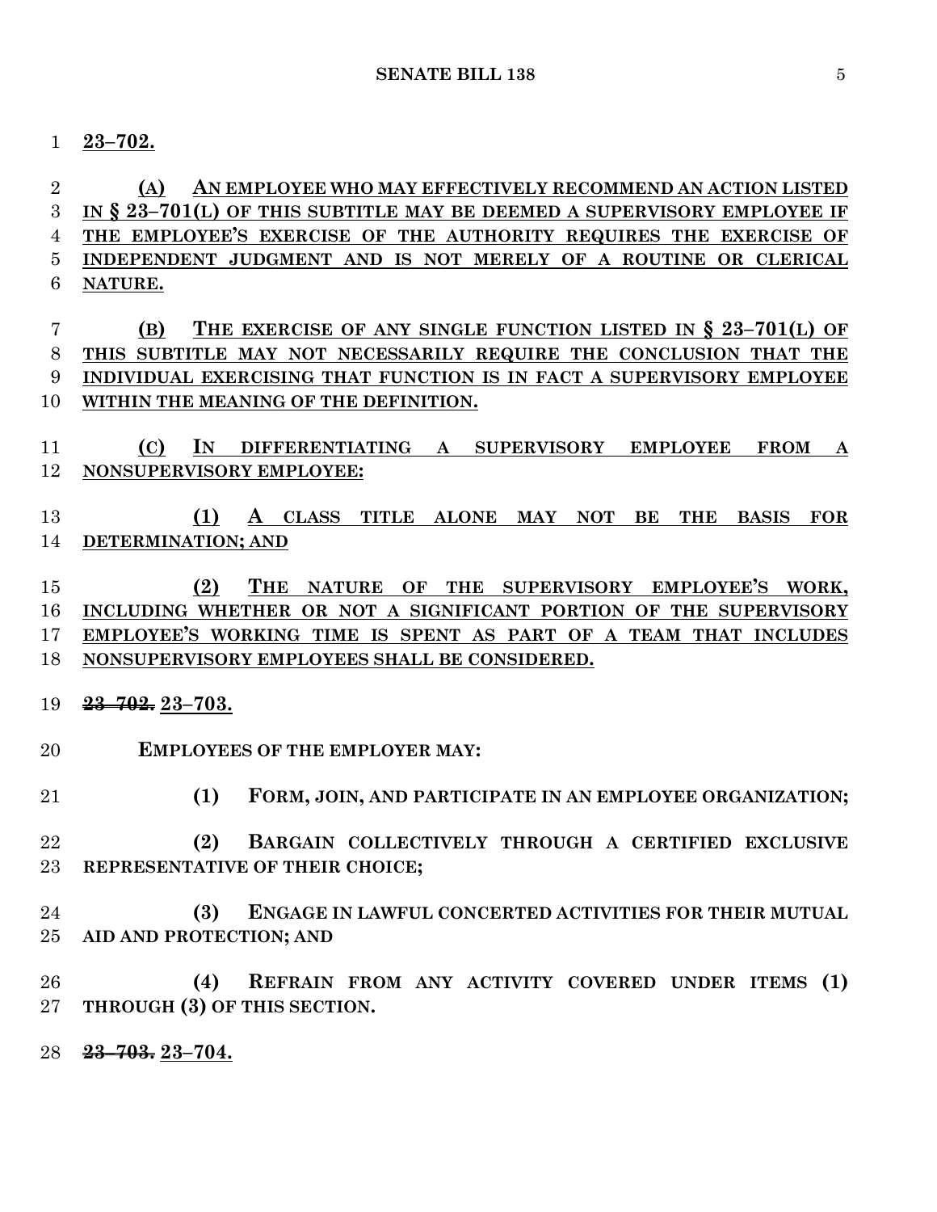**23–702.**

**(A) AN EMPLOYEE WHO MAY EFFECTIVELY RECOMMEND AN ACTION LISTED IN § 23–701(L) OF THIS SUBTITLE MAY BE DEEMED A SUPERVISORY EMPLOYEE IF THE EMPLOYEE'S EXERCISE OF THE AUTHORITY REQUIRES THE EXERCISE OF INDEPENDENT JUDGMENT AND IS NOT MERELY OF A ROUTINE OR CLERICAL NATURE.**

**(B) THE EXERCISE OF ANY SINGLE FUNCTION LISTED IN § 23–701(L) OF THIS SUBTITLE MAY NOT NECESSARILY REQUIRE THE CONCLUSION THAT THE INDIVIDUAL EXERCISING THAT FUNCTION IS IN FACT A SUPERVISORY EMPLOYEE WITHIN THE MEANING OF THE DEFINITION.**

**(C) IN DIFFERENTIATING A SUPERVISORY EMPLOYEE FROM A NONSUPERVISORY EMPLOYEE:**

**(1) A CLASS TITLE ALONE MAY NOT BE THE BASIS FOR DETERMINATION; AND**

**(2) THE NATURE OF THE SUPERVISORY EMPLOYEE'S WORK, INCLUDING WHETHER OR NOT A SIGNIFICANT PORTION OF THE SUPERVISORY EMPLOYEE'S WORKING TIME IS SPENT AS PART OF A TEAM THAT INCLUDES NONSUPERVISORY EMPLOYEES SHALL BE CONSIDERED.**

~~**23–702.**~~ **23–703.**

**EMPLOYEES OF THE EMPLOYER MAY:**

**(1) FORM, JOIN, AND PARTICIPATE IN AN EMPLOYEE ORGANIZATION;**

**(2) BARGAIN COLLECTIVELY THROUGH A CERTIFIED EXCLUSIVE REPRESENTATIVE OF THEIR CHOICE;**

**(3) ENGAGE IN LAWFUL CONCERTED ACTIVITIES FOR THEIR MUTUAL AID AND PROTECTION; AND**

**(4) REFRAIN FROM ANY ACTIVITY COVERED UNDER ITEMS (1) THROUGH (3) OF THIS SECTION.**

~~**23–703.**~~ **23–704.**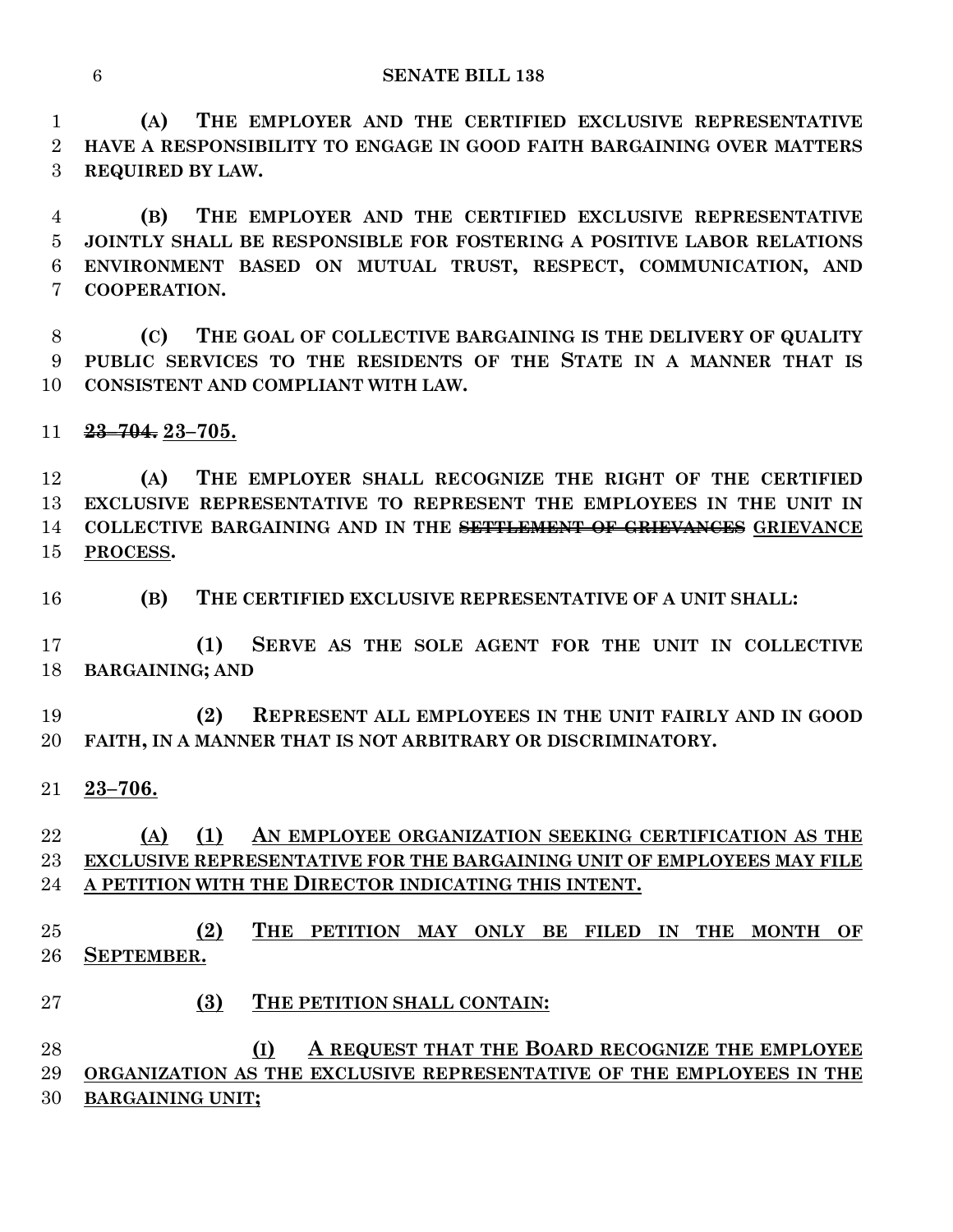**(A) THE EMPLOYER AND THE CERTIFIED EXCLUSIVE REPRESENTATIVE HAVE A RESPONSIBILITY TO ENGAGE IN GOOD FAITH BARGAINING OVER MATTERS REQUIRED BY LAW.**

**(B) THE EMPLOYER AND THE CERTIFIED EXCLUSIVE REPRESENTATIVE JOINTLY SHALL BE RESPONSIBLE FOR FOSTERING A POSITIVE LABOR RELATIONS ENVIRONMENT BASED ON MUTUAL TRUST, RESPECT, COMMUNICATION, AND COOPERATION.**

**(C) THE GOAL OF COLLECTIVE BARGAINING IS THE DELIVERY OF QUALITY PUBLIC SERVICES TO THE RESIDENTS OF THE STATE IN A MANNER THAT IS CONSISTENT AND COMPLIANT WITH LAW.**

~~**23–704.**~~ **23–705.**

**(A) THE EMPLOYER SHALL RECOGNIZE THE RIGHT OF THE CERTIFIED EXCLUSIVE REPRESENTATIVE TO REPRESENT THE EMPLOYEES IN THE UNIT IN COLLECTIVE BARGAINING AND IN THE ~~SETTLEMENT OF GRIEVANCES~~ GRIEVANCE PROCESS.**

**(B) THE CERTIFIED EXCLUSIVE REPRESENTATIVE OF A UNIT SHALL:**

**(1) SERVE AS THE SOLE AGENT FOR THE UNIT IN COLLECTIVE BARGAINING; AND**

**(2) REPRESENT ALL EMPLOYEES IN THE UNIT FAIRLY AND IN GOOD FAITH, IN A MANNER THAT IS NOT ARBITRARY OR DISCRIMINATORY.**

**23–706.**

**(A) (1) AN EMPLOYEE ORGANIZATION SEEKING CERTIFICATION AS THE EXCLUSIVE REPRESENTATIVE FOR THE BARGAINING UNIT OF EMPLOYEES MAY FILE A PETITION WITH THE DIRECTOR INDICATING THIS INTENT.**

**(2) THE PETITION MAY ONLY BE FILED IN THE MONTH OF SEPTEMBER.**

**(3) THE PETITION SHALL CONTAIN:**

**(I) A REQUEST THAT THE BOARD RECOGNIZE THE EMPLOYEE ORGANIZATION AS THE EXCLUSIVE REPRESENTATIVE OF THE EMPLOYEES IN THE BARGAINING UNIT;**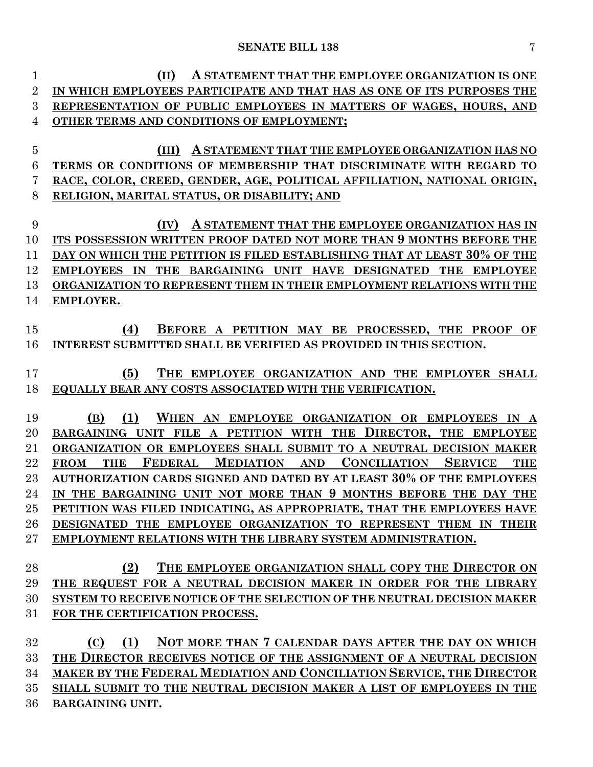(II) A STATEMENT THAT THE EMPLOYEE ORGANIZATION IS ONE IN WHICH EMPLOYEES PARTICIPATE AND THAT HAS AS ONE OF ITS PURPOSES THE REPRESENTATION OF PUBLIC EMPLOYEES IN MATTERS OF WAGES, HOURS, AND OTHER TERMS AND CONDITIONS OF EMPLOYMENT;

(III) A STATEMENT THAT THE EMPLOYEE ORGANIZATION HAS NO TERMS OR CONDITIONS OF MEMBERSHIP THAT DISCRIMINATE WITH REGARD TO RACE, COLOR, CREED, GENDER, AGE, POLITICAL AFFILIATION, NATIONAL ORIGIN, RELIGION, MARITAL STATUS, OR DISABILITY; AND

(IV) A STATEMENT THAT THE EMPLOYEE ORGANIZATION HAS IN ITS POSSESSION WRITTEN PROOF DATED NOT MORE THAN 9 MONTHS BEFORE THE DAY ON WHICH THE PETITION IS FILED ESTABLISHING THAT AT LEAST 30% OF THE EMPLOYEES IN THE BARGAINING UNIT HAVE DESIGNATED THE EMPLOYEE ORGANIZATION TO REPRESENT THEM IN THEIR EMPLOYMENT RELATIONS WITH THE EMPLOYER.

(4) BEFORE A PETITION MAY BE PROCESSED, THE PROOF OF INTEREST SUBMITTED SHALL BE VERIFIED AS PROVIDED IN THIS SECTION.

(5) THE EMPLOYEE ORGANIZATION AND THE EMPLOYER SHALL EQUALLY BEAR ANY COSTS ASSOCIATED WITH THE VERIFICATION.

(B) (1) WHEN AN EMPLOYEE ORGANIZATION OR EMPLOYEES IN A BARGAINING UNIT FILE A PETITION WITH THE DIRECTOR, THE EMPLOYEE ORGANIZATION OR EMPLOYEES SHALL SUBMIT TO A NEUTRAL DECISION MAKER FROM THE FEDERAL MEDIATION AND CONCILIATION SERVICE THE AUTHORIZATION CARDS SIGNED AND DATED BY AT LEAST 30% OF THE EMPLOYEES IN THE BARGAINING UNIT NOT MORE THAN 9 MONTHS BEFORE THE DAY THE PETITION WAS FILED INDICATING, AS APPROPRIATE, THAT THE EMPLOYEES HAVE DESIGNATED THE EMPLOYEE ORGANIZATION TO REPRESENT THEM IN THEIR EMPLOYMENT RELATIONS WITH THE LIBRARY SYSTEM ADMINISTRATION.

(2) THE EMPLOYEE ORGANIZATION SHALL COPY THE DIRECTOR ON THE REQUEST FOR A NEUTRAL DECISION MAKER IN ORDER FOR THE LIBRARY SYSTEM TO RECEIVE NOTICE OF THE SELECTION OF THE NEUTRAL DECISION MAKER FOR THE CERTIFICATION PROCESS.

(C) (1) NOT MORE THAN 7 CALENDAR DAYS AFTER THE DAY ON WHICH THE DIRECTOR RECEIVES NOTICE OF THE ASSIGNMENT OF A NEUTRAL DECISION MAKER BY THE FEDERAL MEDIATION AND CONCILIATION SERVICE, THE DIRECTOR SHALL SUBMIT TO THE NEUTRAL DECISION MAKER A LIST OF EMPLOYEES IN THE BARGAINING UNIT.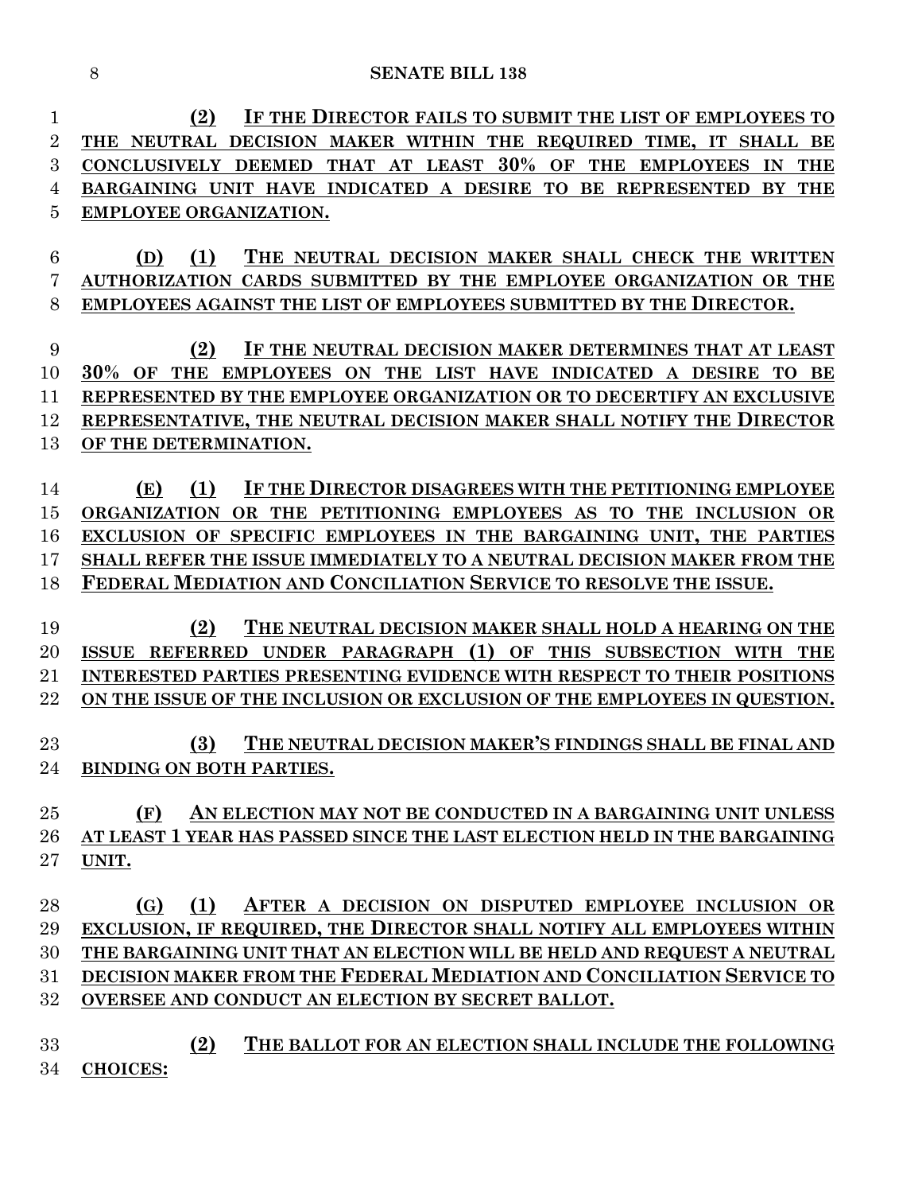**(2) IF THE DIRECTOR FAILS TO SUBMIT THE LIST OF EMPLOYEES TO THE NEUTRAL DECISION MAKER WITHIN THE REQUIRED TIME, IT SHALL BE CONCLUSIVELY DEEMED THAT AT LEAST 30% OF THE EMPLOYEES IN THE BARGAINING UNIT HAVE INDICATED A DESIRE TO BE REPRESENTED BY THE EMPLOYEE ORGANIZATION.**

**(D) (1) THE NEUTRAL DECISION MAKER SHALL CHECK THE WRITTEN AUTHORIZATION CARDS SUBMITTED BY THE EMPLOYEE ORGANIZATION OR THE EMPLOYEES AGAINST THE LIST OF EMPLOYEES SUBMITTED BY THE DIRECTOR.**

**(2) IF THE NEUTRAL DECISION MAKER DETERMINES THAT AT LEAST 30% OF THE EMPLOYEES ON THE LIST HAVE INDICATED A DESIRE TO BE REPRESENTED BY THE EMPLOYEE ORGANIZATION OR TO DECERTIFY AN EXCLUSIVE REPRESENTATIVE, THE NEUTRAL DECISION MAKER SHALL NOTIFY THE DIRECTOR OF THE DETERMINATION.**

**(E) (1) IF THE DIRECTOR DISAGREES WITH THE PETITIONING EMPLOYEE ORGANIZATION OR THE PETITIONING EMPLOYEES AS TO THE INCLUSION OR EXCLUSION OF SPECIFIC EMPLOYEES IN THE BARGAINING UNIT, THE PARTIES SHALL REFER THE ISSUE IMMEDIATELY TO A NEUTRAL DECISION MAKER FROM THE FEDERAL MEDIATION AND CONCILIATION SERVICE TO RESOLVE THE ISSUE.**

**(2) THE NEUTRAL DECISION MAKER SHALL HOLD A HEARING ON THE ISSUE REFERRED UNDER PARAGRAPH (1) OF THIS SUBSECTION WITH THE INTERESTED PARTIES PRESENTING EVIDENCE WITH RESPECT TO THEIR POSITIONS ON THE ISSUE OF THE INCLUSION OR EXCLUSION OF THE EMPLOYEES IN QUESTION.**

**(3) THE NEUTRAL DECISION MAKER'S FINDINGS SHALL BE FINAL AND BINDING ON BOTH PARTIES.**

**(F) AN ELECTION MAY NOT BE CONDUCTED IN A BARGAINING UNIT UNLESS AT LEAST 1 YEAR HAS PASSED SINCE THE LAST ELECTION HELD IN THE BARGAINING UNIT.**

**(G) (1) AFTER A DECISION ON DISPUTED EMPLOYEE INCLUSION OR EXCLUSION, IF REQUIRED, THE DIRECTOR SHALL NOTIFY ALL EMPLOYEES WITHIN THE BARGAINING UNIT THAT AN ELECTION WILL BE HELD AND REQUEST A NEUTRAL DECISION MAKER FROM THE FEDERAL MEDIATION AND CONCILIATION SERVICE TO OVERSEE AND CONDUCT AN ELECTION BY SECRET BALLOT.**

**(2) THE BALLOT FOR AN ELECTION SHALL INCLUDE THE FOLLOWING CHOICES:**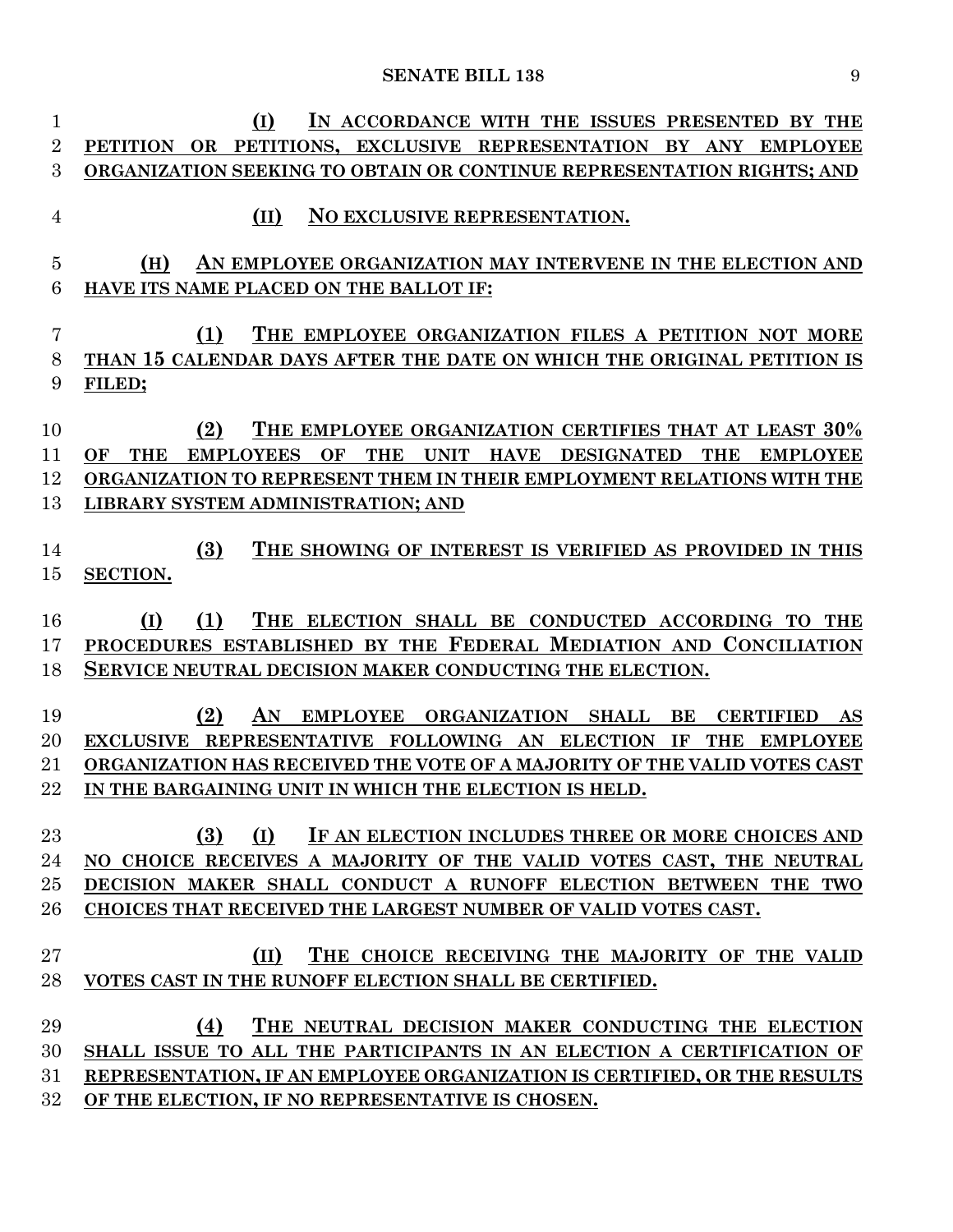**(I) IN ACCORDANCE WITH THE ISSUES PRESENTED BY THE PETITION OR PETITIONS, EXCLUSIVE REPRESENTATION BY ANY EMPLOYEE ORGANIZATION SEEKING TO OBTAIN OR CONTINUE REPRESENTATION RIGHTS; AND**

**(II) NO EXCLUSIVE REPRESENTATION.**

**(H) AN EMPLOYEE ORGANIZATION MAY INTERVENE IN THE ELECTION AND HAVE ITS NAME PLACED ON THE BALLOT IF:**

**(1) THE EMPLOYEE ORGANIZATION FILES A PETITION NOT MORE THAN 15 CALENDAR DAYS AFTER THE DATE ON WHICH THE ORIGINAL PETITION IS FILED;**

**(2) THE EMPLOYEE ORGANIZATION CERTIFIES THAT AT LEAST 30% OF THE EMPLOYEES OF THE UNIT HAVE DESIGNATED THE EMPLOYEE ORGANIZATION TO REPRESENT THEM IN THEIR EMPLOYMENT RELATIONS WITH THE LIBRARY SYSTEM ADMINISTRATION; AND**

**(3) THE SHOWING OF INTEREST IS VERIFIED AS PROVIDED IN THIS SECTION.**

**(I) (1) THE ELECTION SHALL BE CONDUCTED ACCORDING TO THE PROCEDURES ESTABLISHED BY THE FEDERAL MEDIATION AND CONCILIATION SERVICE NEUTRAL DECISION MAKER CONDUCTING THE ELECTION.**

**(2) AN EMPLOYEE ORGANIZATION SHALL BE CERTIFIED AS EXCLUSIVE REPRESENTATIVE FOLLOWING AN ELECTION IF THE EMPLOYEE ORGANIZATION HAS RECEIVED THE VOTE OF A MAJORITY OF THE VALID VOTES CAST IN THE BARGAINING UNIT IN WHICH THE ELECTION IS HELD.**

**(3) (I) IF AN ELECTION INCLUDES THREE OR MORE CHOICES AND NO CHOICE RECEIVES A MAJORITY OF THE VALID VOTES CAST, THE NEUTRAL DECISION MAKER SHALL CONDUCT A RUNOFF ELECTION BETWEEN THE TWO CHOICES THAT RECEIVED THE LARGEST NUMBER OF VALID VOTES CAST.**

**(II) THE CHOICE RECEIVING THE MAJORITY OF THE VALID VOTES CAST IN THE RUNOFF ELECTION SHALL BE CERTIFIED.**

**(4) THE NEUTRAL DECISION MAKER CONDUCTING THE ELECTION SHALL ISSUE TO ALL THE PARTICIPANTS IN AN ELECTION A CERTIFICATION OF REPRESENTATION, IF AN EMPLOYEE ORGANIZATION IS CERTIFIED, OR THE RESULTS OF THE ELECTION, IF NO REPRESENTATIVE IS CHOSEN.**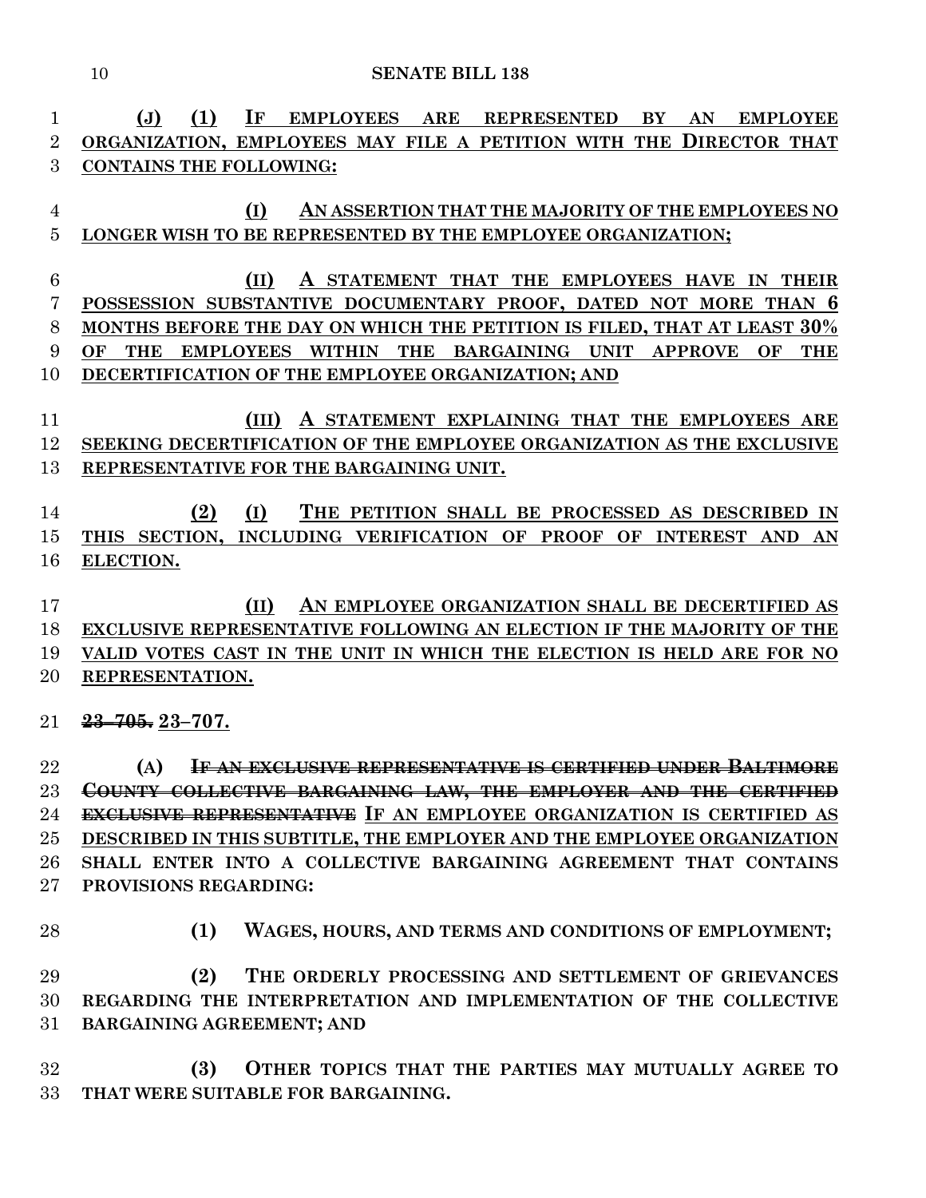**(J) (1) IF EMPLOYEES ARE REPRESENTED BY AN EMPLOYEE ORGANIZATION, EMPLOYEES MAY FILE A PETITION WITH THE DIRECTOR THAT CONTAINS THE FOLLOWING:**

**(I) AN ASSERTION THAT THE MAJORITY OF THE EMPLOYEES NO LONGER WISH TO BE REPRESENTED BY THE EMPLOYEE ORGANIZATION;**

**(II) A STATEMENT THAT THE EMPLOYEES HAVE IN THEIR POSSESSION SUBSTANTIVE DOCUMENTARY PROOF, DATED NOT MORE THAN 6 MONTHS BEFORE THE DAY ON WHICH THE PETITION IS FILED, THAT AT LEAST 30% OF THE EMPLOYEES WITHIN THE BARGAINING UNIT APPROVE OF THE DECERTIFICATION OF THE EMPLOYEE ORGANIZATION; AND**

**(III) A STATEMENT EXPLAINING THAT THE EMPLOYEES ARE SEEKING DECERTIFICATION OF THE EMPLOYEE ORGANIZATION AS THE EXCLUSIVE REPRESENTATIVE FOR THE BARGAINING UNIT.**

**(2) (I) THE PETITION SHALL BE PROCESSED AS DESCRIBED IN THIS SECTION, INCLUDING VERIFICATION OF PROOF OF INTEREST AND AN ELECTION.**

**(II) AN EMPLOYEE ORGANIZATION SHALL BE DECERTIFIED AS EXCLUSIVE REPRESENTATIVE FOLLOWING AN ELECTION IF THE MAJORITY OF THE VALID VOTES CAST IN THE UNIT IN WHICH THE ELECTION IS HELD ARE FOR NO REPRESENTATION.**

~~**23–705.**~~ **23–707.**

**(A)** ~~**IF AN EXCLUSIVE REPRESENTATIVE IS CERTIFIED UNDER BALTIMORE COUNTY COLLECTIVE BARGAINING LAW, THE EMPLOYER AND THE CERTIFIED EXCLUSIVE REPRESENTATIVE**~~ **IF AN EMPLOYEE ORGANIZATION IS CERTIFIED AS DESCRIBED IN THIS SUBTITLE, THE EMPLOYER AND THE EMPLOYEE ORGANIZATION SHALL ENTER INTO A COLLECTIVE BARGAINING AGREEMENT THAT CONTAINS PROVISIONS REGARDING:**

**(1) WAGES, HOURS, AND TERMS AND CONDITIONS OF EMPLOYMENT;**

**(2) THE ORDERLY PROCESSING AND SETTLEMENT OF GRIEVANCES REGARDING THE INTERPRETATION AND IMPLEMENTATION OF THE COLLECTIVE BARGAINING AGREEMENT; AND**

**(3) OTHER TOPICS THAT THE PARTIES MAY MUTUALLY AGREE TO THAT WERE SUITABLE FOR BARGAINING.**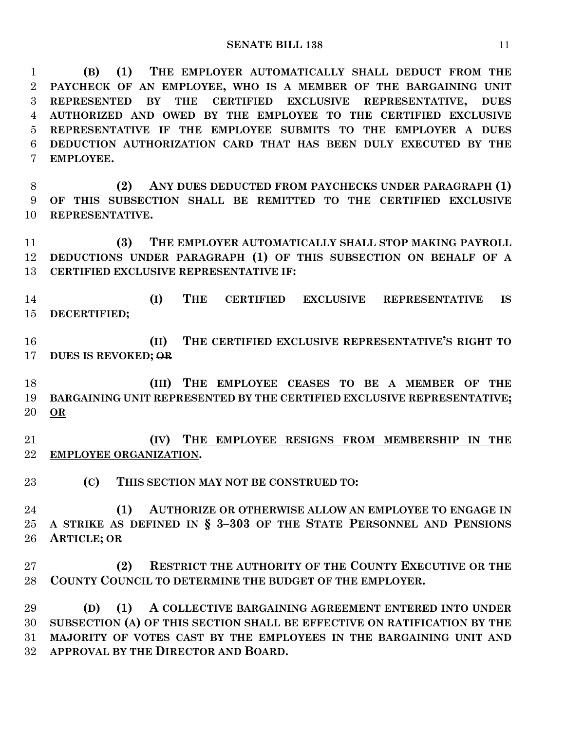**(B) (1) THE EMPLOYER AUTOMATICALLY SHALL DEDUCT FROM THE PAYCHECK OF AN EMPLOYEE, WHO IS A MEMBER OF THE BARGAINING UNIT REPRESENTED BY THE CERTIFIED EXCLUSIVE REPRESENTATIVE, DUES AUTHORIZED AND OWED BY THE EMPLOYEE TO THE CERTIFIED EXCLUSIVE REPRESENTATIVE IF THE EMPLOYEE SUBMITS TO THE EMPLOYER A DUES DEDUCTION AUTHORIZATION CARD THAT HAS BEEN DULY EXECUTED BY THE EMPLOYEE.**

**(2) ANY DUES DEDUCTED FROM PAYCHECKS UNDER PARAGRAPH (1) OF THIS SUBSECTION SHALL BE REMITTED TO THE CERTIFIED EXCLUSIVE REPRESENTATIVE.**

**(3) THE EMPLOYER AUTOMATICALLY SHALL STOP MAKING PAYROLL DEDUCTIONS UNDER PARAGRAPH (1) OF THIS SUBSECTION ON BEHALF OF A CERTIFIED EXCLUSIVE REPRESENTATIVE IF:**

**(I) THE CERTIFIED EXCLUSIVE REPRESENTATIVE IS DECERTIFIED;**

**(II) THE CERTIFIED EXCLUSIVE REPRESENTATIVE'S RIGHT TO DUES IS REVOKED; ~~OR~~**

**(III) THE EMPLOYEE CEASES TO BE A MEMBER OF THE BARGAINING UNIT REPRESENTED BY THE CERTIFIED EXCLUSIVE REPRESENTATIVE; OR**

**(IV) THE EMPLOYEE RESIGNS FROM MEMBERSHIP IN THE EMPLOYEE ORGANIZATION.**

**(C) THIS SECTION MAY NOT BE CONSTRUED TO:**

**(1) AUTHORIZE OR OTHERWISE ALLOW AN EMPLOYEE TO ENGAGE IN A STRIKE AS DEFINED IN § 3–303 OF THE STATE PERSONNEL AND PENSIONS ARTICLE; OR**

**(2) RESTRICT THE AUTHORITY OF THE COUNTY EXECUTIVE OR THE COUNTY COUNCIL TO DETERMINE THE BUDGET OF THE EMPLOYER.**

**(D) (1) A COLLECTIVE BARGAINING AGREEMENT ENTERED INTO UNDER SUBSECTION (A) OF THIS SECTION SHALL BE EFFECTIVE ON RATIFICATION BY THE MAJORITY OF VOTES CAST BY THE EMPLOYEES IN THE BARGAINING UNIT AND APPROVAL BY THE DIRECTOR AND BOARD.**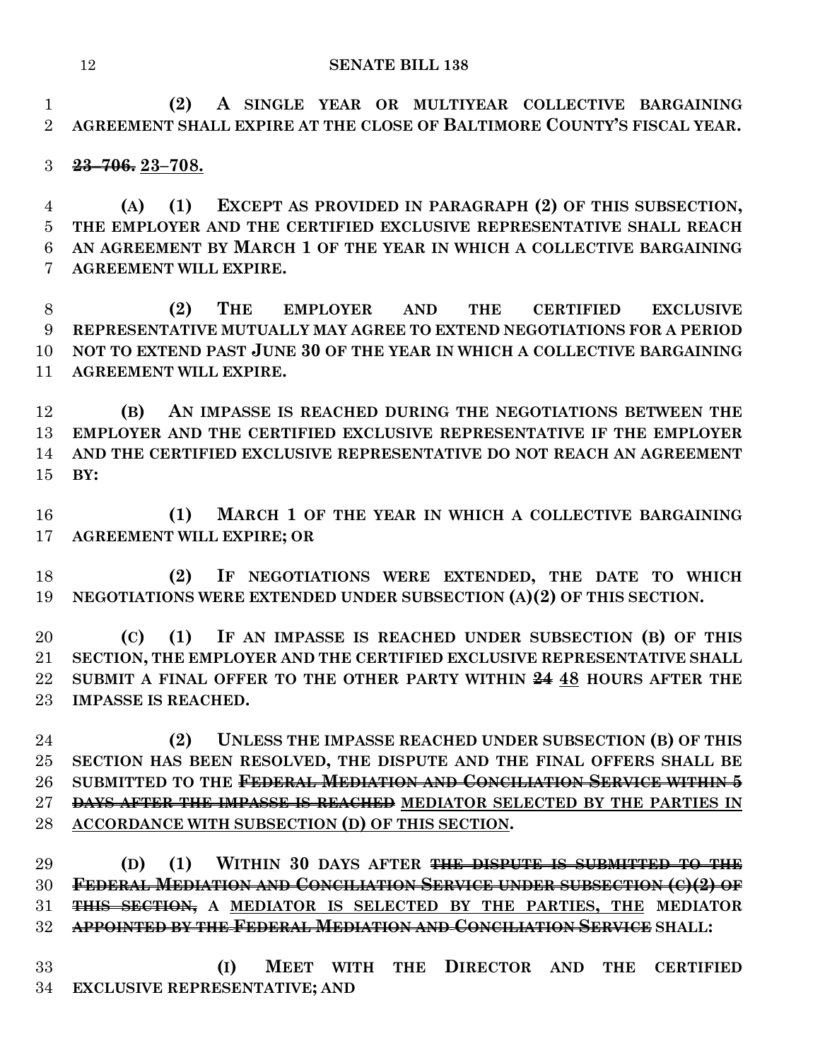**(2) A SINGLE YEAR OR MULTIYEAR COLLECTIVE BARGAINING AGREEMENT SHALL EXPIRE AT THE CLOSE OF BALTIMORE COUNTY'S FISCAL YEAR.**

~~**23–706.**~~ <u>**23–708.**</u>

**(A) (1) EXCEPT AS PROVIDED IN PARAGRAPH (2) OF THIS SUBSECTION, THE EMPLOYER AND THE CERTIFIED EXCLUSIVE REPRESENTATIVE SHALL REACH AN AGREEMENT BY MARCH 1 OF THE YEAR IN WHICH A COLLECTIVE BARGAINING AGREEMENT WILL EXPIRE.**

**(2) THE EMPLOYER AND THE CERTIFIED EXCLUSIVE REPRESENTATIVE MUTUALLY MAY AGREE TO EXTEND NEGOTIATIONS FOR A PERIOD NOT TO EXTEND PAST JUNE 30 OF THE YEAR IN WHICH A COLLECTIVE BARGAINING AGREEMENT WILL EXPIRE.**

**(B) AN IMPASSE IS REACHED DURING THE NEGOTIATIONS BETWEEN THE EMPLOYER AND THE CERTIFIED EXCLUSIVE REPRESENTATIVE IF THE EMPLOYER AND THE CERTIFIED EXCLUSIVE REPRESENTATIVE DO NOT REACH AN AGREEMENT BY:**

**(1) MARCH 1 OF THE YEAR IN WHICH A COLLECTIVE BARGAINING AGREEMENT WILL EXPIRE; OR**

**(2) IF NEGOTIATIONS WERE EXTENDED, THE DATE TO WHICH NEGOTIATIONS WERE EXTENDED UNDER SUBSECTION (A)(2) OF THIS SECTION.**

**(C) (1) IF AN IMPASSE IS REACHED UNDER SUBSECTION (B) OF THIS SECTION, THE EMPLOYER AND THE CERTIFIED EXCLUSIVE REPRESENTATIVE SHALL SUBMIT A FINAL OFFER TO THE OTHER PARTY WITHIN ~~24~~ <u>48</u> HOURS AFTER THE IMPASSE IS REACHED.**

**(2) UNLESS THE IMPASSE REACHED UNDER SUBSECTION (B) OF THIS SECTION HAS BEEN RESOLVED, THE DISPUTE AND THE FINAL OFFERS SHALL BE SUBMITTED TO THE ~~FEDERAL MEDIATION AND CONCILIATION SERVICE WITHIN 5 DAYS AFTER THE IMPASSE IS REACHED~~ <u>MEDIATOR SELECTED BY THE PARTIES IN ACCORDANCE WITH SUBSECTION (D) OF THIS SECTION</u>.**

**(D) (1) WITHIN 30 DAYS AFTER ~~THE DISPUTE IS SUBMITTED TO THE FEDERAL MEDIATION AND CONCILIATION SERVICE UNDER SUBSECTION (C)(2) OF THIS SECTION,~~ A <u>MEDIATOR IS SELECTED BY THE PARTIES, THE</u> MEDIATOR ~~APPOINTED BY THE FEDERAL MEDIATION AND CONCILIATION SERVICE~~ SHALL:**

**(I) MEET WITH THE DIRECTOR AND THE CERTIFIED EXCLUSIVE REPRESENTATIVE; AND**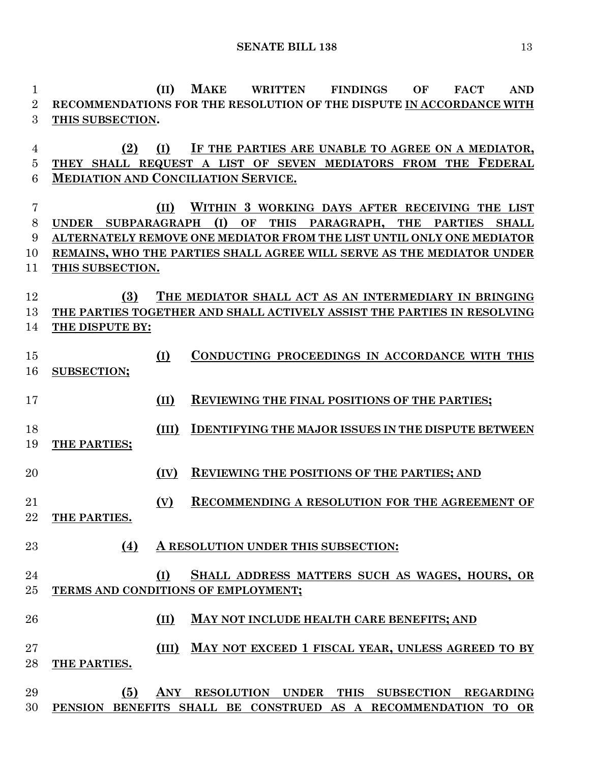(II) MAKE WRITTEN FINDINGS OF FACT AND RECOMMENDATIONS FOR THE RESOLUTION OF THE DISPUTE IN ACCORDANCE WITH THIS SUBSECTION.

(2) (I) IF THE PARTIES ARE UNABLE TO AGREE ON A MEDIATOR, THEY SHALL REQUEST A LIST OF SEVEN MEDIATORS FROM THE FEDERAL MEDIATION AND CONCILIATION SERVICE.

(II) WITHIN 3 WORKING DAYS AFTER RECEIVING THE LIST UNDER SUBPARAGRAPH (I) OF THIS PARAGRAPH, THE PARTIES SHALL ALTERNATELY REMOVE ONE MEDIATOR FROM THE LIST UNTIL ONLY ONE MEDIATOR REMAINS, WHO THE PARTIES SHALL AGREE WILL SERVE AS THE MEDIATOR UNDER THIS SUBSECTION.

(3) THE MEDIATOR SHALL ACT AS AN INTERMEDIARY IN BRINGING THE PARTIES TOGETHER AND SHALL ACTIVELY ASSIST THE PARTIES IN RESOLVING THE DISPUTE BY:

(I) CONDUCTING PROCEEDINGS IN ACCORDANCE WITH THIS SUBSECTION;

(II) REVIEWING THE FINAL POSITIONS OF THE PARTIES;

(III) IDENTIFYING THE MAJOR ISSUES IN THE DISPUTE BETWEEN THE PARTIES;

(IV) REVIEWING THE POSITIONS OF THE PARTIES; AND

(V) RECOMMENDING A RESOLUTION FOR THE AGREEMENT OF THE PARTIES.

(4) A RESOLUTION UNDER THIS SUBSECTION:

(I) SHALL ADDRESS MATTERS SUCH AS WAGES, HOURS, OR TERMS AND CONDITIONS OF EMPLOYMENT;

(II) MAY NOT INCLUDE HEALTH CARE BENEFITS; AND

(III) MAY NOT EXCEED 1 FISCAL YEAR, UNLESS AGREED TO BY THE PARTIES.

(5) ANY RESOLUTION UNDER THIS SUBSECTION REGARDING PENSION BENEFITS SHALL BE CONSTRUED AS A RECOMMENDATION TO OR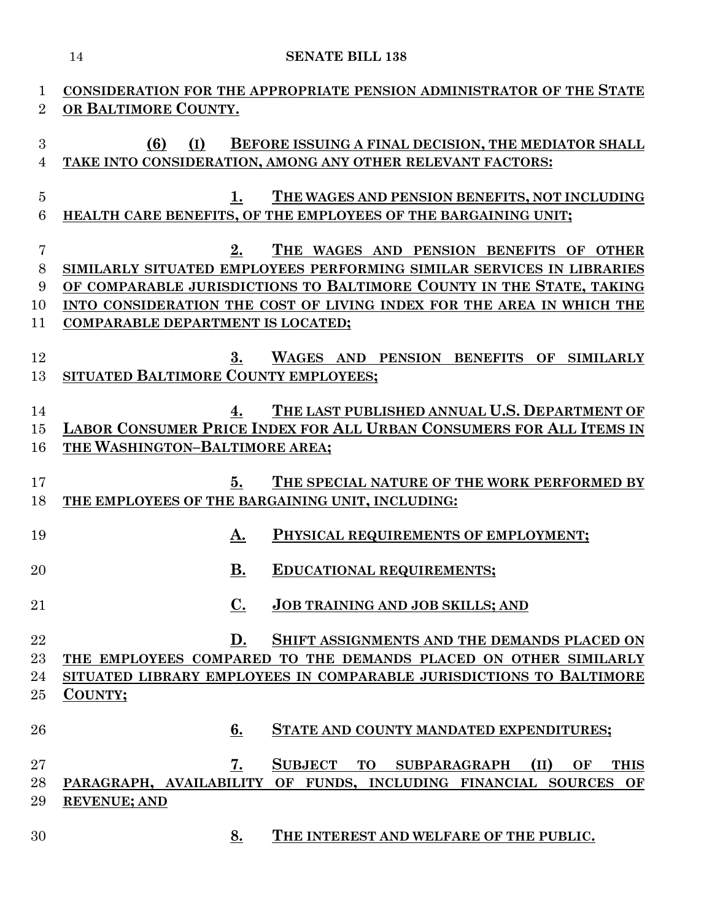CONSIDERATION FOR THE APPROPRIATE PENSION ADMINISTRATOR OF THE STATE OR BALTIMORE COUNTY.

(6) (I) BEFORE ISSUING A FINAL DECISION, THE MEDIATOR SHALL TAKE INTO CONSIDERATION, AMONG ANY OTHER RELEVANT FACTORS:

1. THE WAGES AND PENSION BENEFITS, NOT INCLUDING HEALTH CARE BENEFITS, OF THE EMPLOYEES OF THE BARGAINING UNIT;

2. THE WAGES AND PENSION BENEFITS OF OTHER SIMILARLY SITUATED EMPLOYEES PERFORMING SIMILAR SERVICES IN LIBRARIES OF COMPARABLE JURISDICTIONS TO BALTIMORE COUNTY IN THE STATE, TAKING INTO CONSIDERATION THE COST OF LIVING INDEX FOR THE AREA IN WHICH THE COMPARABLE DEPARTMENT IS LOCATED;

3. WAGES AND PENSION BENEFITS OF SIMILARLY SITUATED BALTIMORE COUNTY EMPLOYEES;

4. THE LAST PUBLISHED ANNUAL U.S. DEPARTMENT OF LABOR CONSUMER PRICE INDEX FOR ALL URBAN CONSUMERS FOR ALL ITEMS IN THE WASHINGTON–BALTIMORE AREA;

5. THE SPECIAL NATURE OF THE WORK PERFORMED BY THE EMPLOYEES OF THE BARGAINING UNIT, INCLUDING:

A. PHYSICAL REQUIREMENTS OF EMPLOYMENT;

B. EDUCATIONAL REQUIREMENTS;

C. JOB TRAINING AND JOB SKILLS; AND

D. SHIFT ASSIGNMENTS AND THE DEMANDS PLACED ON THE EMPLOYEES COMPARED TO THE DEMANDS PLACED ON OTHER SIMILARLY SITUATED LIBRARY EMPLOYEES IN COMPARABLE JURISDICTIONS TO BALTIMORE COUNTY;

6. STATE AND COUNTY MANDATED EXPENDITURES;

7. SUBJECT TO SUBPARAGRAPH (II) OF THIS PARAGRAPH, AVAILABILITY OF FUNDS, INCLUDING FINANCIAL SOURCES OF REVENUE; AND

8. THE INTEREST AND WELFARE OF THE PUBLIC.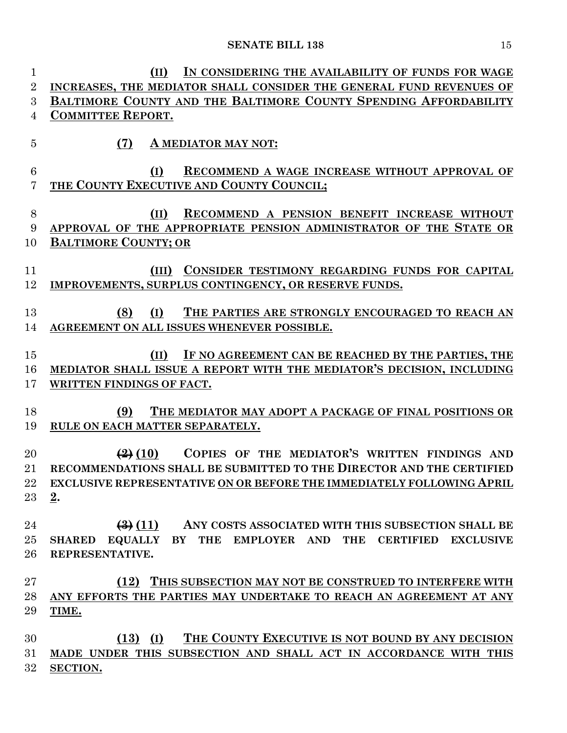(II) IN CONSIDERING THE AVAILABILITY OF FUNDS FOR WAGE INCREASES, THE MEDIATOR SHALL CONSIDER THE GENERAL FUND REVENUES OF BALTIMORE COUNTY AND THE BALTIMORE COUNTY SPENDING AFFORDABILITY COMMITTEE REPORT.

(7) A MEDIATOR MAY NOT:

(I) RECOMMEND A WAGE INCREASE WITHOUT APPROVAL OF THE COUNTY EXECUTIVE AND COUNTY COUNCIL;

(II) RECOMMEND A PENSION BENEFIT INCREASE WITHOUT APPROVAL OF THE APPROPRIATE PENSION ADMINISTRATOR OF THE STATE OR BALTIMORE COUNTY; OR

(III) CONSIDER TESTIMONY REGARDING FUNDS FOR CAPITAL IMPROVEMENTS, SURPLUS CONTINGENCY, OR RESERVE FUNDS.

(8) (I) THE PARTIES ARE STRONGLY ENCOURAGED TO REACH AN AGREEMENT ON ALL ISSUES WHENEVER POSSIBLE.

(II) IF NO AGREEMENT CAN BE REACHED BY THE PARTIES, THE MEDIATOR SHALL ISSUE A REPORT WITH THE MEDIATOR'S DECISION, INCLUDING WRITTEN FINDINGS OF FACT.

(9) THE MEDIATOR MAY ADOPT A PACKAGE OF FINAL POSITIONS OR RULE ON EACH MATTER SEPARATELY.

~~(2)~~ (10) COPIES OF THE MEDIATOR'S WRITTEN FINDINGS AND RECOMMENDATIONS SHALL BE SUBMITTED TO THE DIRECTOR AND THE CERTIFIED EXCLUSIVE REPRESENTATIVE ON OR BEFORE THE IMMEDIATELY FOLLOWING APRIL 2.

~~(3)~~ (11) ANY COSTS ASSOCIATED WITH THIS SUBSECTION SHALL BE SHARED EQUALLY BY THE EMPLOYER AND THE CERTIFIED EXCLUSIVE REPRESENTATIVE.

(12) THIS SUBSECTION MAY NOT BE CONSTRUED TO INTERFERE WITH ANY EFFORTS THE PARTIES MAY UNDERTAKE TO REACH AN AGREEMENT AT ANY TIME.

(13) (I) THE COUNTY EXECUTIVE IS NOT BOUND BY ANY DECISION MADE UNDER THIS SUBSECTION AND SHALL ACT IN ACCORDANCE WITH THIS SECTION.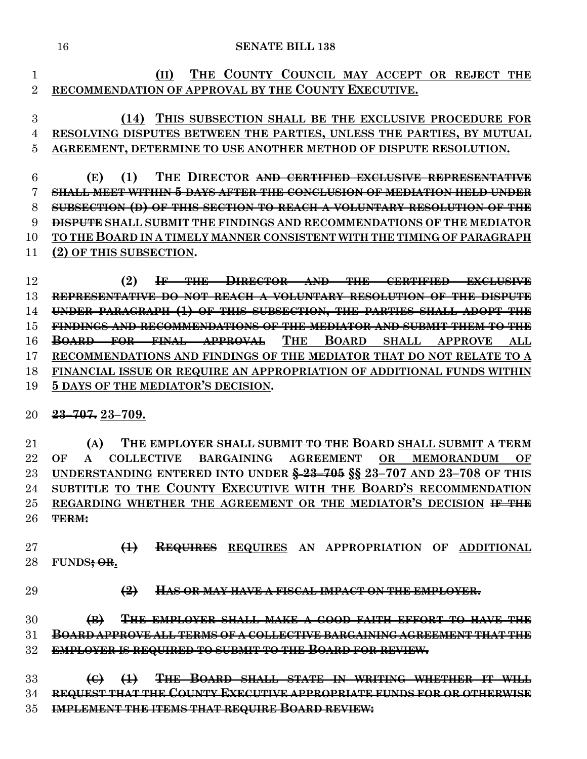(II) THE COUNTY COUNCIL MAY ACCEPT OR REJECT THE RECOMMENDATION OF APPROVAL BY THE COUNTY EXECUTIVE.

(14) THIS SUBSECTION SHALL BE THE EXCLUSIVE PROCEDURE FOR RESOLVING DISPUTES BETWEEN THE PARTIES, UNLESS THE PARTIES, BY MUTUAL AGREEMENT, DETERMINE TO USE ANOTHER METHOD OF DISPUTE RESOLUTION.

(E) (1) THE DIRECTOR ~~AND CERTIFIED EXCLUSIVE REPRESENTATIVE SHALL MEET WITHIN 5 DAYS AFTER THE CONCLUSION OF MEDIATION HELD UNDER SUBSECTION (D) OF THIS SECTION TO REACH A VOLUNTARY RESOLUTION OF THE DISPUTE~~ SHALL SUBMIT THE FINDINGS AND RECOMMENDATIONS OF THE MEDIATOR TO THE BOARD IN A TIMELY MANNER CONSISTENT WITH THE TIMING OF PARAGRAPH (2) OF THIS SUBSECTION.

(2) ~~IF THE DIRECTOR AND THE CERTIFIED EXCLUSIVE REPRESENTATIVE DO NOT REACH A VOLUNTARY RESOLUTION OF THE DISPUTE UNDER PARAGRAPH (1) OF THIS SUBSECTION, THE PARTIES SHALL ADOPT THE FINDINGS AND RECOMMENDATIONS OF THE MEDIATOR AND SUBMIT THEM TO THE BOARD FOR FINAL APPROVAL~~ THE BOARD SHALL APPROVE ALL RECOMMENDATIONS AND FINDINGS OF THE MEDIATOR THAT DO NOT RELATE TO A FINANCIAL ISSUE OR REQUIRE AN APPROPRIATION OF ADDITIONAL FUNDS WITHIN 5 DAYS OF THE MEDIATOR'S DECISION.

~~23–707.~~ 23–709.

(A) THE ~~EMPLOYER SHALL SUBMIT TO THE~~ BOARD SHALL SUBMIT A TERM OF A COLLECTIVE BARGAINING AGREEMENT OR MEMORANDUM OF UNDERSTANDING ENTERED INTO UNDER ~~§ 23–705~~ §§ 23–707 AND 23–708 OF THIS SUBTITLE TO THE COUNTY EXECUTIVE WITH THE BOARD'S RECOMMENDATION REGARDING WHETHER THE AGREEMENT OR THE MEDIATOR'S DECISION ~~IF THE TERM:~~

~~(1)~~ ~~REQUIRES~~ REQUIRES AN APPROPRIATION OF ADDITIONAL FUNDS~~; OR~~.

~~(2) HAS OR MAY HAVE A FISCAL IMPACT ON THE EMPLOYER.~~

~~(B) THE EMPLOYER SHALL MAKE A GOOD FAITH EFFORT TO HAVE THE BOARD APPROVE ALL TERMS OF A COLLECTIVE BARGAINING AGREEMENT THAT THE EMPLOYER IS REQUIRED TO SUBMIT TO THE BOARD FOR REVIEW.~~

~~(C) (1) THE BOARD SHALL STATE IN WRITING WHETHER IT WILL REQUEST THAT THE COUNTY EXECUTIVE APPROPRIATE FUNDS FOR OR OTHERWISE IMPLEMENT THE ITEMS THAT REQUIRE BOARD REVIEW:~~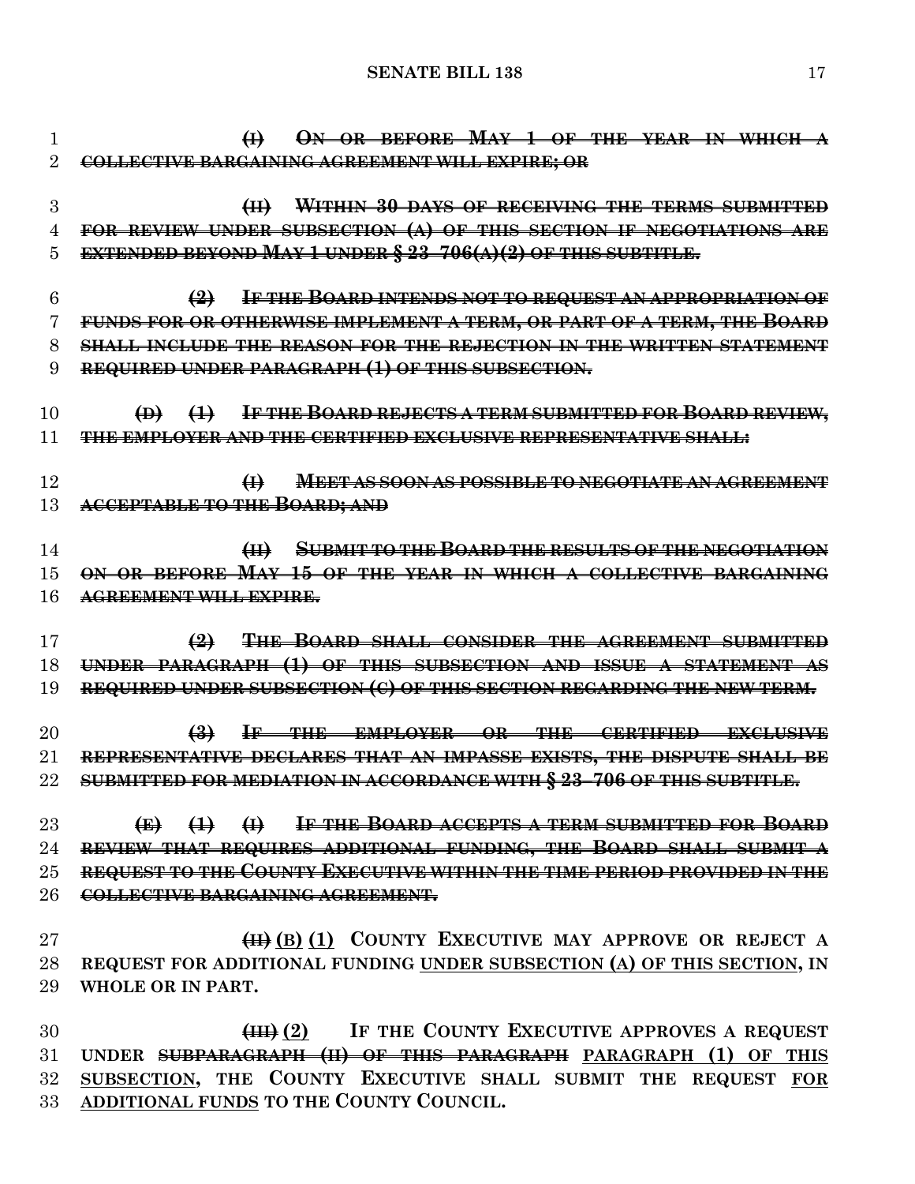~~(I) ON OR BEFORE MAY 1 OF THE YEAR IN WHICH A COLLECTIVE BARGAINING AGREEMENT WILL EXPIRE; OR~~

~~(II) WITHIN 30 DAYS OF RECEIVING THE TERMS SUBMITTED FOR REVIEW UNDER SUBSECTION (A) OF THIS SECTION IF NEGOTIATIONS ARE EXTENDED BEYOND MAY 1 UNDER § 23–706(A)(2) OF THIS SUBTITLE.~~

~~(2) IF THE BOARD INTENDS NOT TO REQUEST AN APPROPRIATION OF FUNDS FOR OR OTHERWISE IMPLEMENT A TERM, OR PART OF A TERM, THE BOARD SHALL INCLUDE THE REASON FOR THE REJECTION IN THE WRITTEN STATEMENT REQUIRED UNDER PARAGRAPH (1) OF THIS SUBSECTION.~~

~~(D) (1) IF THE BOARD REJECTS A TERM SUBMITTED FOR BOARD REVIEW, THE EMPLOYER AND THE CERTIFIED EXCLUSIVE REPRESENTATIVE SHALL:~~

~~(I) MEET AS SOON AS POSSIBLE TO NEGOTIATE AN AGREEMENT ACCEPTABLE TO THE BOARD; AND~~

~~(II) SUBMIT TO THE BOARD THE RESULTS OF THE NEGOTIATION ON OR BEFORE MAY 15 OF THE YEAR IN WHICH A COLLECTIVE BARGAINING AGREEMENT WILL EXPIRE.~~

~~(2) THE BOARD SHALL CONSIDER THE AGREEMENT SUBMITTED UNDER PARAGRAPH (1) OF THIS SUBSECTION AND ISSUE A STATEMENT AS REQUIRED UNDER SUBSECTION (C) OF THIS SECTION REGARDING THE NEW TERM.~~

~~(3) IF THE EMPLOYER OR THE CERTIFIED EXCLUSIVE REPRESENTATIVE DECLARES THAT AN IMPASSE EXISTS, THE DISPUTE SHALL BE SUBMITTED FOR MEDIATION IN ACCORDANCE WITH § 23–706 OF THIS SUBTITLE.~~

~~(E) (1) (I) IF THE BOARD ACCEPTS A TERM SUBMITTED FOR BOARD REVIEW THAT REQUIRES ADDITIONAL FUNDING, THE BOARD SHALL SUBMIT A REQUEST TO THE COUNTY EXECUTIVE WITHIN THE TIME PERIOD PROVIDED IN THE COLLECTIVE BARGAINING AGREEMENT.~~

~~**(II)**~~ <u>**(B)**</u> **(1) COUNTY EXECUTIVE MAY APPROVE OR REJECT A REQUEST FOR ADDITIONAL FUNDING** <u>**UNDER SUBSECTION (A) OF THIS SECTION**</u>**, IN WHOLE OR IN PART.**

~~**(III)**~~ <u>**(2)**</u> **IF THE COUNTY EXECUTIVE APPROVES A REQUEST UNDER** ~~**SUBPARAGRAPH (II) OF THIS PARAGRAPH**~~ <u>**PARAGRAPH (1) OF THIS SUBSECTION**</u>**, THE COUNTY EXECUTIVE SHALL SUBMIT THE REQUEST** <u>**FOR ADDITIONAL FUNDS**</u> **TO THE COUNTY COUNCIL.**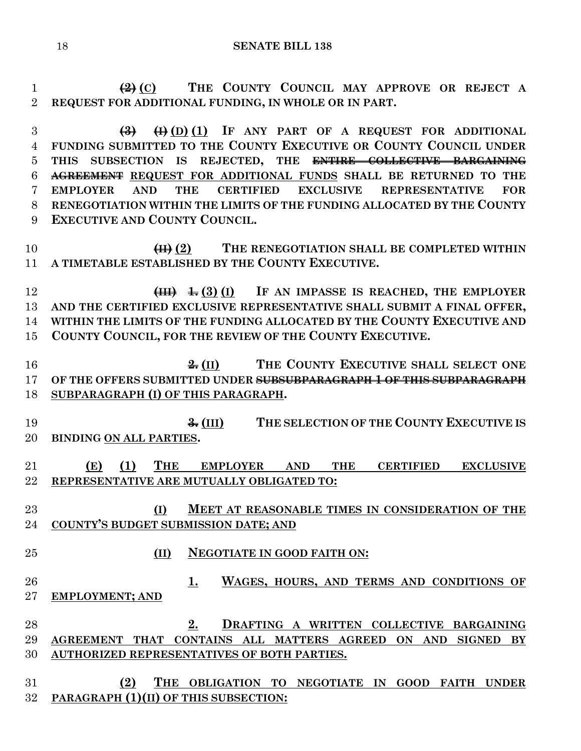~~(2)~~ (C) THE COUNTY COUNCIL MAY APPROVE OR REJECT A REQUEST FOR ADDITIONAL FUNDING, IN WHOLE OR IN PART.

~~(3)~~ ~~(I)~~ (D) (1) IF ANY PART OF A REQUEST FOR ADDITIONAL FUNDING SUBMITTED TO THE COUNTY EXECUTIVE OR COUNTY COUNCIL UNDER THIS SUBSECTION IS REJECTED, THE ~~ENTIRE COLLECTIVE BARGAINING AGREEMENT~~ REQUEST FOR ADDITIONAL FUNDS SHALL BE RETURNED TO THE EMPLOYER AND THE CERTIFIED EXCLUSIVE REPRESENTATIVE FOR RENEGOTIATION WITHIN THE LIMITS OF THE FUNDING ALLOCATED BY THE COUNTY EXECUTIVE AND COUNTY COUNCIL.

~~(II)~~ (2) THE RENEGOTIATION SHALL BE COMPLETED WITHIN A TIMETABLE ESTABLISHED BY THE COUNTY EXECUTIVE.

~~(III)~~ ~~1.~~ (3) (I) IF AN IMPASSE IS REACHED, THE EMPLOYER AND THE CERTIFIED EXCLUSIVE REPRESENTATIVE SHALL SUBMIT A FINAL OFFER, WITHIN THE LIMITS OF THE FUNDING ALLOCATED BY THE COUNTY EXECUTIVE AND COUNTY COUNCIL, FOR THE REVIEW OF THE COUNTY EXECUTIVE.

~~2.~~ (II) THE COUNTY EXECUTIVE SHALL SELECT ONE OF THE OFFERS SUBMITTED UNDER ~~SUBSUBPARAGRAPH 1 OF THIS SUBPARAGRAPH~~ SUBPARAGRAPH (I) OF THIS PARAGRAPH.

~~3.~~ (III) THE SELECTION OF THE COUNTY EXECUTIVE IS BINDING ON ALL PARTIES.

(E) (1) THE EMPLOYER AND THE CERTIFIED EXCLUSIVE REPRESENTATIVE ARE MUTUALLY OBLIGATED TO:

(I) MEET AT REASONABLE TIMES IN CONSIDERATION OF THE COUNTY'S BUDGET SUBMISSION DATE; AND

(II) NEGOTIATE IN GOOD FAITH ON:

1. WAGES, HOURS, AND TERMS AND CONDITIONS OF EMPLOYMENT; AND

2. DRAFTING A WRITTEN COLLECTIVE BARGAINING AGREEMENT THAT CONTAINS ALL MATTERS AGREED ON AND SIGNED BY AUTHORIZED REPRESENTATIVES OF BOTH PARTIES.

(2) THE OBLIGATION TO NEGOTIATE IN GOOD FAITH UNDER PARAGRAPH (1)(II) OF THIS SUBSECTION: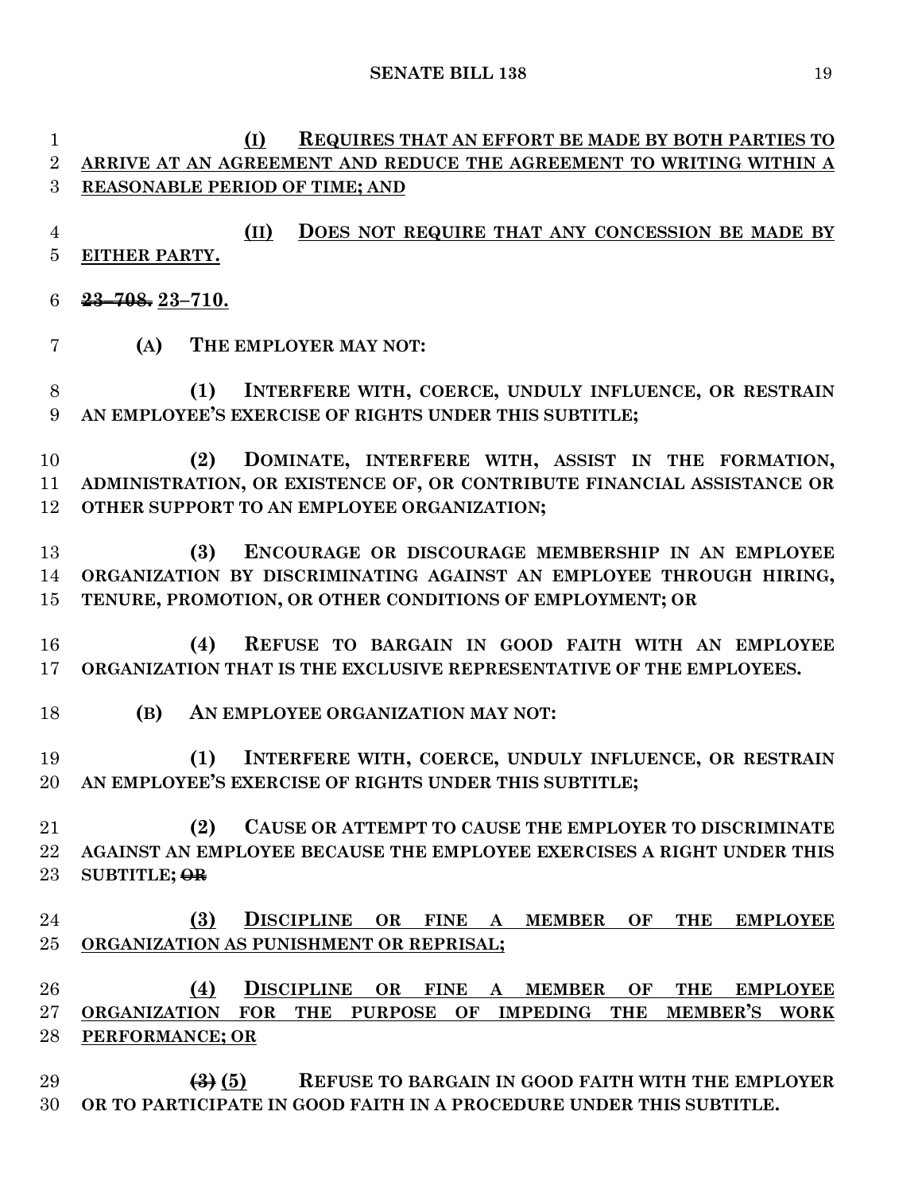(I) REQUIRES THAT AN EFFORT BE MADE BY BOTH PARTIES TO ARRIVE AT AN AGREEMENT AND REDUCE THE AGREEMENT TO WRITING WITHIN A REASONABLE PERIOD OF TIME; AND

(II) DOES NOT REQUIRE THAT ANY CONCESSION BE MADE BY EITHER PARTY.

~~23–708.~~ 23–710.

(A) THE EMPLOYER MAY NOT:

(1) INTERFERE WITH, COERCE, UNDULY INFLUENCE, OR RESTRAIN AN EMPLOYEE'S EXERCISE OF RIGHTS UNDER THIS SUBTITLE;

(2) DOMINATE, INTERFERE WITH, ASSIST IN THE FORMATION, ADMINISTRATION, OR EXISTENCE OF, OR CONTRIBUTE FINANCIAL ASSISTANCE OR OTHER SUPPORT TO AN EMPLOYEE ORGANIZATION;

(3) ENCOURAGE OR DISCOURAGE MEMBERSHIP IN AN EMPLOYEE ORGANIZATION BY DISCRIMINATING AGAINST AN EMPLOYEE THROUGH HIRING, TENURE, PROMOTION, OR OTHER CONDITIONS OF EMPLOYMENT; OR

(4) REFUSE TO BARGAIN IN GOOD FAITH WITH AN EMPLOYEE ORGANIZATION THAT IS THE EXCLUSIVE REPRESENTATIVE OF THE EMPLOYEES.

(B) AN EMPLOYEE ORGANIZATION MAY NOT:

(1) INTERFERE WITH, COERCE, UNDULY INFLUENCE, OR RESTRAIN AN EMPLOYEE'S EXERCISE OF RIGHTS UNDER THIS SUBTITLE;

(2) CAUSE OR ATTEMPT TO CAUSE THE EMPLOYER TO DISCRIMINATE AGAINST AN EMPLOYEE BECAUSE THE EMPLOYEE EXERCISES A RIGHT UNDER THIS SUBTITLE; ~~OR~~

(3) DISCIPLINE OR FINE A MEMBER OF THE EMPLOYEE ORGANIZATION AS PUNISHMENT OR REPRISAL;

(4) DISCIPLINE OR FINE A MEMBER OF THE EMPLOYEE ORGANIZATION FOR THE PURPOSE OF IMPEDING THE MEMBER'S WORK PERFORMANCE; OR

~~(3)~~ (5) REFUSE TO BARGAIN IN GOOD FAITH WITH THE EMPLOYER OR TO PARTICIPATE IN GOOD FAITH IN A PROCEDURE UNDER THIS SUBTITLE.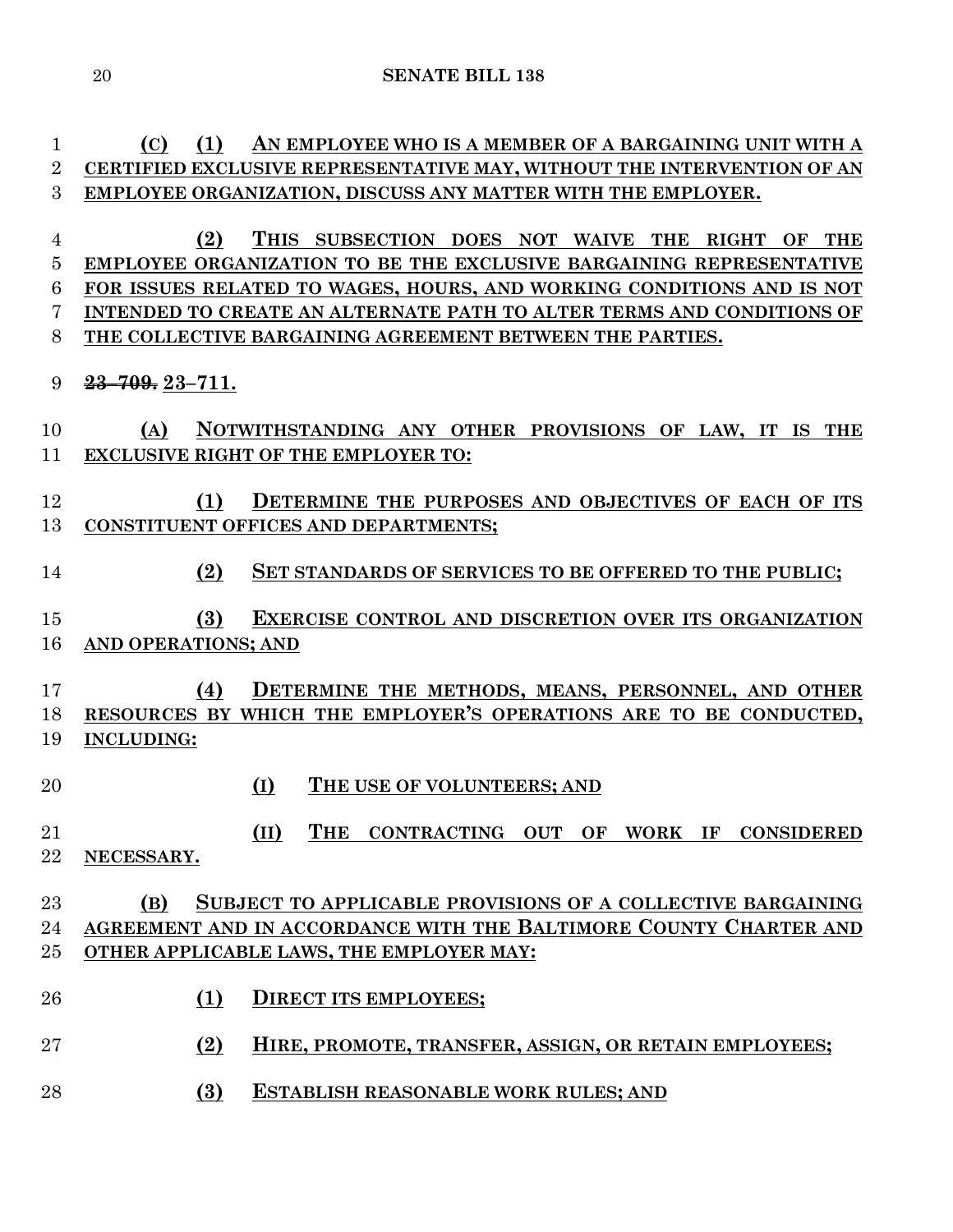(C) (1) AN EMPLOYEE WHO IS A MEMBER OF A BARGAINING UNIT WITH A CERTIFIED EXCLUSIVE REPRESENTATIVE MAY, WITHOUT THE INTERVENTION OF AN EMPLOYEE ORGANIZATION, DISCUSS ANY MATTER WITH THE EMPLOYER.

(2) THIS SUBSECTION DOES NOT WAIVE THE RIGHT OF THE EMPLOYEE ORGANIZATION TO BE THE EXCLUSIVE BARGAINING REPRESENTATIVE FOR ISSUES RELATED TO WAGES, HOURS, AND WORKING CONDITIONS AND IS NOT INTENDED TO CREATE AN ALTERNATE PATH TO ALTER TERMS AND CONDITIONS OF THE COLLECTIVE BARGAINING AGREEMENT BETWEEN THE PARTIES.

~~23–709.~~ 23–711.

(A) NOTWITHSTANDING ANY OTHER PROVISIONS OF LAW, IT IS THE EXCLUSIVE RIGHT OF THE EMPLOYER TO:

(1) DETERMINE THE PURPOSES AND OBJECTIVES OF EACH OF ITS CONSTITUENT OFFICES AND DEPARTMENTS;

(2) SET STANDARDS OF SERVICES TO BE OFFERED TO THE PUBLIC;

(3) EXERCISE CONTROL AND DISCRETION OVER ITS ORGANIZATION AND OPERATIONS; AND

(4) DETERMINE THE METHODS, MEANS, PERSONNEL, AND OTHER RESOURCES BY WHICH THE EMPLOYER'S OPERATIONS ARE TO BE CONDUCTED, INCLUDING:

(I) THE USE OF VOLUNTEERS; AND

(II) THE CONTRACTING OUT OF WORK IF CONSIDERED NECESSARY.

(B) SUBJECT TO APPLICABLE PROVISIONS OF A COLLECTIVE BARGAINING AGREEMENT AND IN ACCORDANCE WITH THE BALTIMORE COUNTY CHARTER AND OTHER APPLICABLE LAWS, THE EMPLOYER MAY:

(1) DIRECT ITS EMPLOYEES;

(2) HIRE, PROMOTE, TRANSFER, ASSIGN, OR RETAIN EMPLOYEES;

(3) ESTABLISH REASONABLE WORK RULES; AND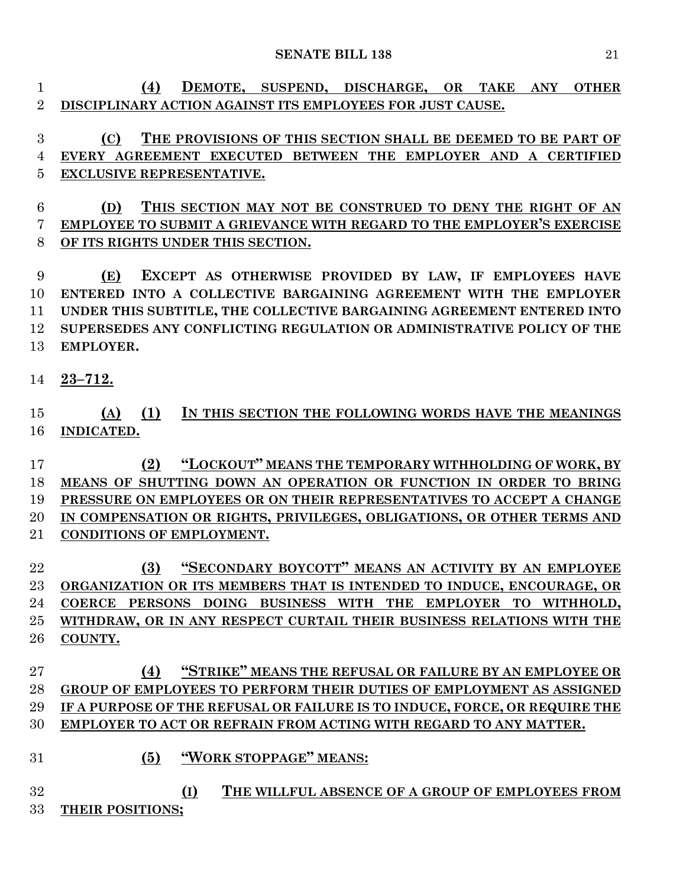**(4) DEMOTE, SUSPEND, DISCHARGE, OR TAKE ANY OTHER DISCIPLINARY ACTION AGAINST ITS EMPLOYEES FOR JUST CAUSE.**

**(C) THE PROVISIONS OF THIS SECTION SHALL BE DEEMED TO BE PART OF EVERY AGREEMENT EXECUTED BETWEEN THE EMPLOYER AND A CERTIFIED EXCLUSIVE REPRESENTATIVE.**

**(D) THIS SECTION MAY NOT BE CONSTRUED TO DENY THE RIGHT OF AN EMPLOYEE TO SUBMIT A GRIEVANCE WITH REGARD TO THE EMPLOYER'S EXERCISE OF ITS RIGHTS UNDER THIS SECTION.**

**(E) EXCEPT AS OTHERWISE PROVIDED BY LAW, IF EMPLOYEES HAVE ENTERED INTO A COLLECTIVE BARGAINING AGREEMENT WITH THE EMPLOYER UNDER THIS SUBTITLE, THE COLLECTIVE BARGAINING AGREEMENT ENTERED INTO SUPERSEDES ANY CONFLICTING REGULATION OR ADMINISTRATIVE POLICY OF THE EMPLOYER.**

**23–712.**

**(A) (1) IN THIS SECTION THE FOLLOWING WORDS HAVE THE MEANINGS INDICATED.**

**(2) "LOCKOUT" MEANS THE TEMPORARY WITHHOLDING OF WORK, BY MEANS OF SHUTTING DOWN AN OPERATION OR FUNCTION IN ORDER TO BRING PRESSURE ON EMPLOYEES OR ON THEIR REPRESENTATIVES TO ACCEPT A CHANGE IN COMPENSATION OR RIGHTS, PRIVILEGES, OBLIGATIONS, OR OTHER TERMS AND CONDITIONS OF EMPLOYMENT.**

**(3) "SECONDARY BOYCOTT" MEANS AN ACTIVITY BY AN EMPLOYEE ORGANIZATION OR ITS MEMBERS THAT IS INTENDED TO INDUCE, ENCOURAGE, OR COERCE PERSONS DOING BUSINESS WITH THE EMPLOYER TO WITHHOLD, WITHDRAW, OR IN ANY RESPECT CURTAIL THEIR BUSINESS RELATIONS WITH THE COUNTY.**

**(4) "STRIKE" MEANS THE REFUSAL OR FAILURE BY AN EMPLOYEE OR GROUP OF EMPLOYEES TO PERFORM THEIR DUTIES OF EMPLOYMENT AS ASSIGNED IF A PURPOSE OF THE REFUSAL OR FAILURE IS TO INDUCE, FORCE, OR REQUIRE THE EMPLOYER TO ACT OR REFRAIN FROM ACTING WITH REGARD TO ANY MATTER.**

**(5) "WORK STOPPAGE" MEANS:**

**(I) THE WILLFUL ABSENCE OF A GROUP OF EMPLOYEES FROM THEIR POSITIONS;**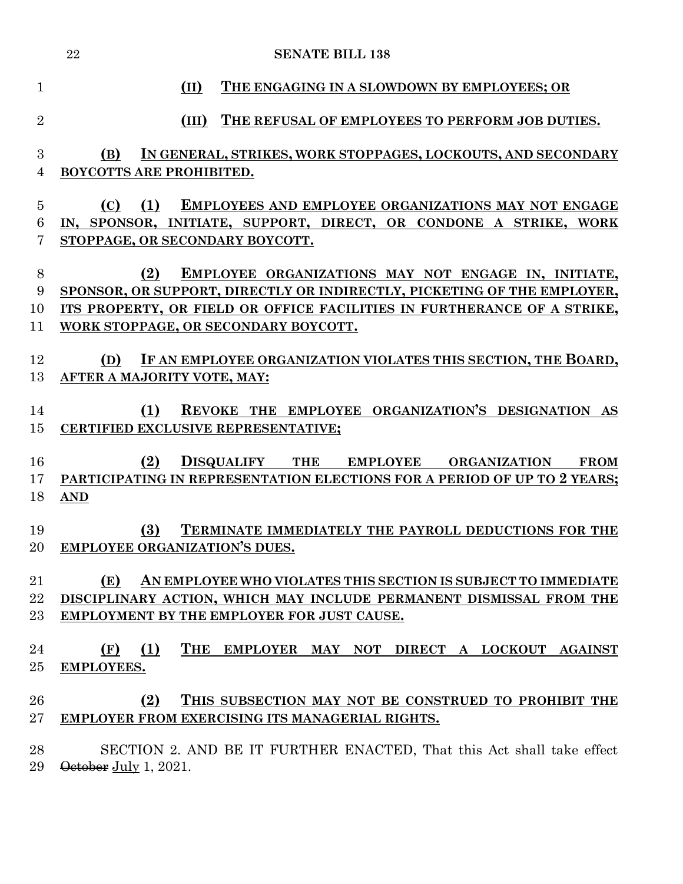(II) THE ENGAGING IN A SLOWDOWN BY EMPLOYEES; OR

(III) THE REFUSAL OF EMPLOYEES TO PERFORM JOB DUTIES.

(B) IN GENERAL, STRIKES, WORK STOPPAGES, LOCKOUTS, AND SECONDARY BOYCOTTS ARE PROHIBITED.

(C) (1) EMPLOYEES AND EMPLOYEE ORGANIZATIONS MAY NOT ENGAGE IN, SPONSOR, INITIATE, SUPPORT, DIRECT, OR CONDONE A STRIKE, WORK STOPPAGE, OR SECONDARY BOYCOTT.

(2) EMPLOYEE ORGANIZATIONS MAY NOT ENGAGE IN, INITIATE, SPONSOR, OR SUPPORT, DIRECTLY OR INDIRECTLY, PICKETING OF THE EMPLOYER, ITS PROPERTY, OR FIELD OR OFFICE FACILITIES IN FURTHERANCE OF A STRIKE, WORK STOPPAGE, OR SECONDARY BOYCOTT.

(D) IF AN EMPLOYEE ORGANIZATION VIOLATES THIS SECTION, THE BOARD, AFTER A MAJORITY VOTE, MAY:

(1) REVOKE THE EMPLOYEE ORGANIZATION'S DESIGNATION AS CERTIFIED EXCLUSIVE REPRESENTATIVE;

(2) DISQUALIFY THE EMPLOYEE ORGANIZATION FROM PARTICIPATING IN REPRESENTATION ELECTIONS FOR A PERIOD OF UP TO 2 YEARS; AND

(3) TERMINATE IMMEDIATELY THE PAYROLL DEDUCTIONS FOR THE EMPLOYEE ORGANIZATION'S DUES.

(E) AN EMPLOYEE WHO VIOLATES THIS SECTION IS SUBJECT TO IMMEDIATE DISCIPLINARY ACTION, WHICH MAY INCLUDE PERMANENT DISMISSAL FROM THE EMPLOYMENT BY THE EMPLOYER FOR JUST CAUSE.

(F) (1) THE EMPLOYER MAY NOT DIRECT A LOCKOUT AGAINST EMPLOYEES.

(2) THIS SUBSECTION MAY NOT BE CONSTRUED TO PROHIBIT THE EMPLOYER FROM EXERCISING ITS MANAGERIAL RIGHTS.

SECTION 2. AND BE IT FURTHER ENACTED, That this Act shall take effect ~~October~~ July 1, 2021.